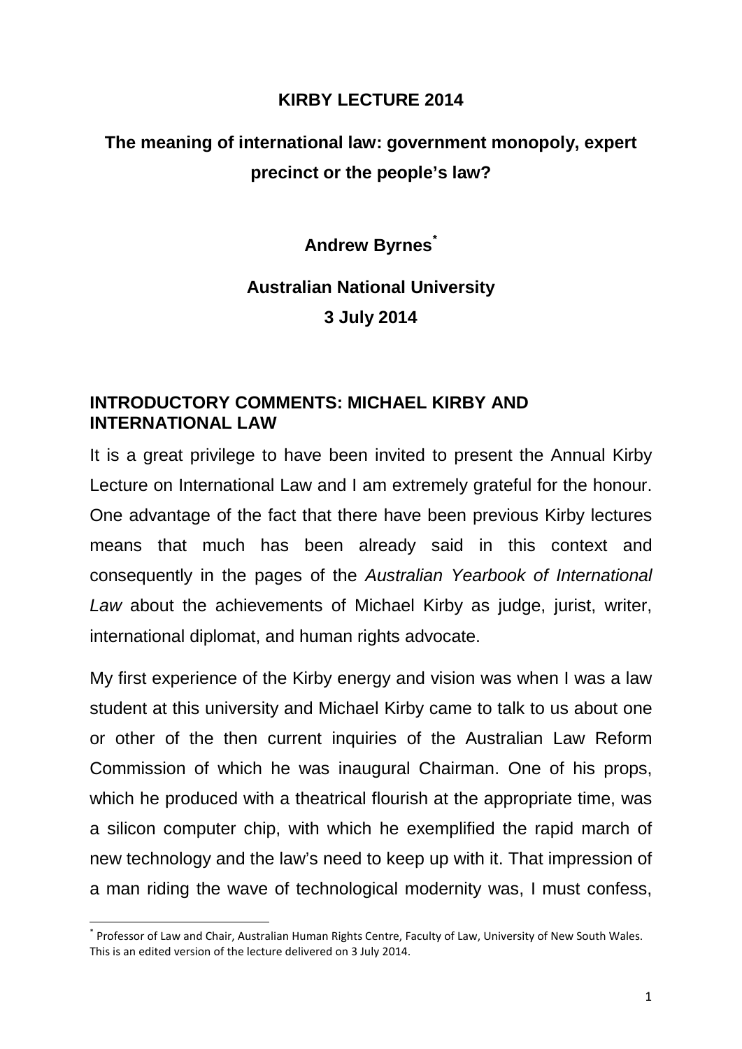**KIRBY LECTURE 2014**

# The meaning of international law: government monopoly, expert precinct or the people's law?

**Andrew Byrnes[*]**

**Australian National University**

**3 July 2014**

## INTRODUCTORY COMMENTS: MICHAEL KIRBY AND INTERNATIONAL LAW

It is a great privilege to have been invited to present the Annual Kirby Lecture on International Law and I am extremely grateful for the honour. One advantage of the fact that there have been previous Kirby lectures means that much has been already said in this context and consequently in the pages of the *Australian Yearbook of International Law* about the achievements of Michael Kirby as judge, jurist, writer, international diplomat, and human rights advocate.

My first experience of the Kirby energy and vision was when I was a law student at this university and Michael Kirby came to talk to us about one or other of the then current inquiries of the Australian Law Reform Commission of which he was inaugural Chairman. One of his props, which he produced with a theatrical flourish at the appropriate time, was a silicon computer chip, with which he exemplified the rapid march of new technology and the law's need to keep up with it. That impression of a man riding the wave of technological modernity was, I must confess,

[*] Professor of Law and Chair, Australian Human Rights Centre, Faculty of Law, University of New South Wales. This is an edited version of the lecture delivered on 3 July 2014.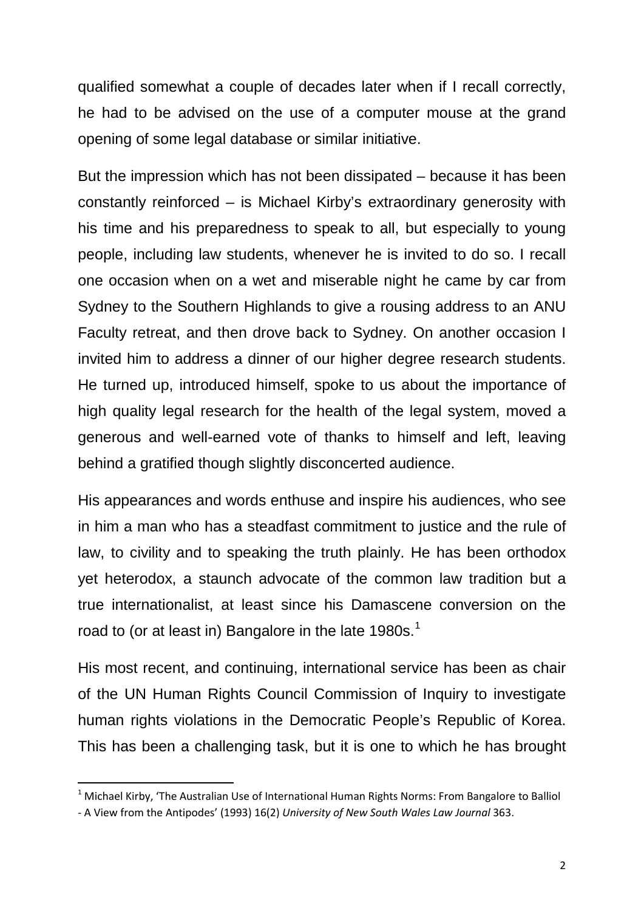qualified somewhat a couple of decades later when if I recall correctly, he had to be advised on the use of a computer mouse at the grand opening of some legal database or similar initiative.

But the impression which has not been dissipated – because it has been constantly reinforced – is Michael Kirby's extraordinary generosity with his time and his preparedness to speak to all, but especially to young people, including law students, whenever he is invited to do so. I recall one occasion when on a wet and miserable night he came by car from Sydney to the Southern Highlands to give a rousing address to an ANU Faculty retreat, and then drove back to Sydney. On another occasion I invited him to address a dinner of our higher degree research students. He turned up, introduced himself, spoke to us about the importance of high quality legal research for the health of the legal system, moved a generous and well-earned vote of thanks to himself and left, leaving behind a gratified though slightly disconcerted audience.

His appearances and words enthuse and inspire his audiences, who see in him a man who has a steadfast commitment to justice and the rule of law, to civility and to speaking the truth plainly. He has been orthodox yet heterodox, a staunch advocate of the common law tradition but a true internationalist, at least since his Damascene conversion on the road to (or at least in) Bangalore in the late 1980s.[1]

His most recent, and continuing, international service has been as chair of the UN Human Rights Council Commission of Inquiry to investigate human rights violations in the Democratic People's Republic of Korea. This has been a challenging task, but it is one to which he has brought

---

[1] Michael Kirby, 'The Australian Use of International Human Rights Norms: From Bangalore to Balliol - A View from the Antipodes' (1993) 16(2) *University of New South Wales Law Journal* 363.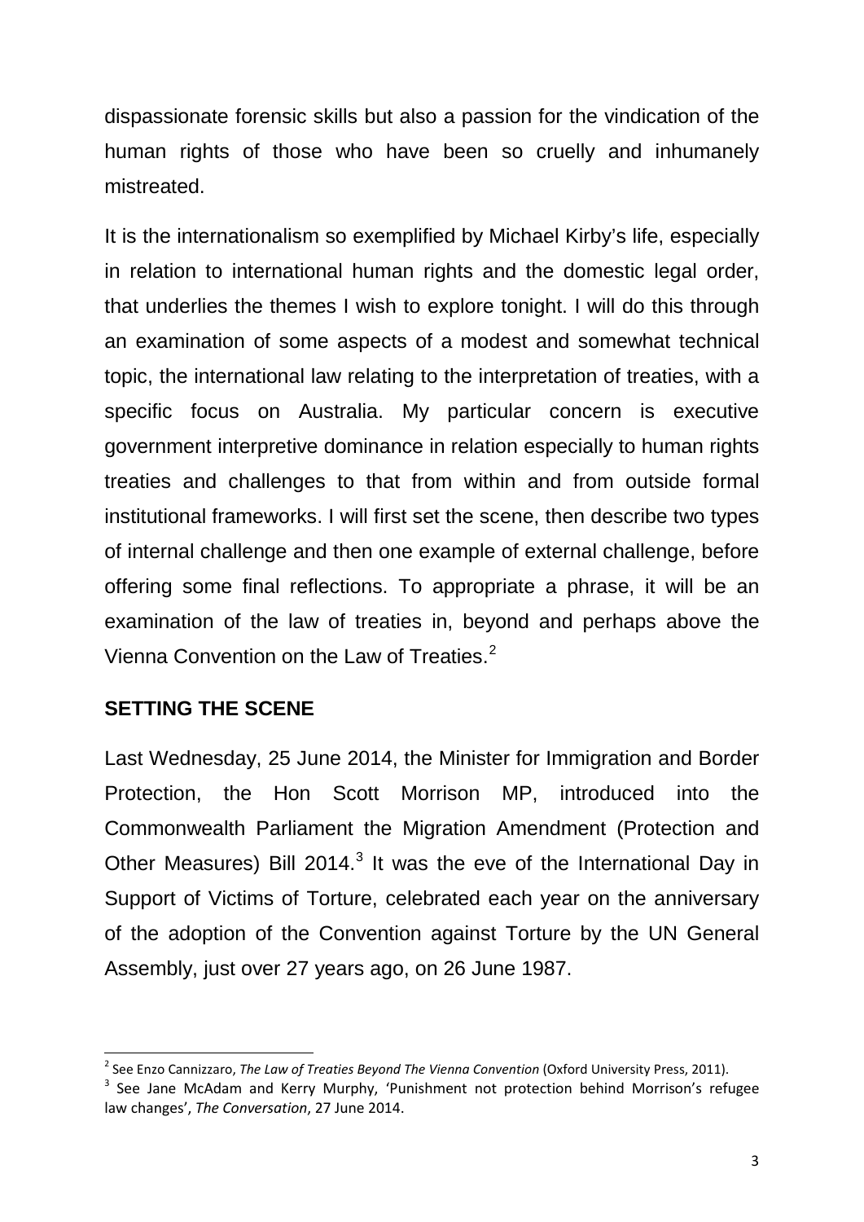dispassionate forensic skills but also a passion for the vindication of the human rights of those who have been so cruelly and inhumanely mistreated.

It is the internationalism so exemplified by Michael Kirby's life, especially in relation to international human rights and the domestic legal order, that underlies the themes I wish to explore tonight. I will do this through an examination of some aspects of a modest and somewhat technical topic, the international law relating to the interpretation of treaties, with a specific focus on Australia. My particular concern is executive government interpretive dominance in relation especially to human rights treaties and challenges to that from within and from outside formal institutional frameworks. I will first set the scene, then describe two types of internal challenge and then one example of external challenge, before offering some final reflections. To appropriate a phrase, it will be an examination of the law of treaties in, beyond and perhaps above the Vienna Convention on the Law of Treaties.[2]

## SETTING THE SCENE

Last Wednesday, 25 June 2014, the Minister for Immigration and Border Protection, the Hon Scott Morrison MP, introduced into the Commonwealth Parliament the Migration Amendment (Protection and Other Measures) Bill 2014.[3] It was the eve of the International Day in Support of Victims of Torture, celebrated each year on the anniversary of the adoption of the Convention against Torture by the UN General Assembly, just over 27 years ago, on 26 June 1987.

---

[2] See Enzo Cannizzaro, *The Law of Treaties Beyond The Vienna Convention* (Oxford University Press, 2011).

[3] See Jane McAdam and Kerry Murphy, 'Punishment not protection behind Morrison's refugee law changes', *The Conversation*, 27 June 2014.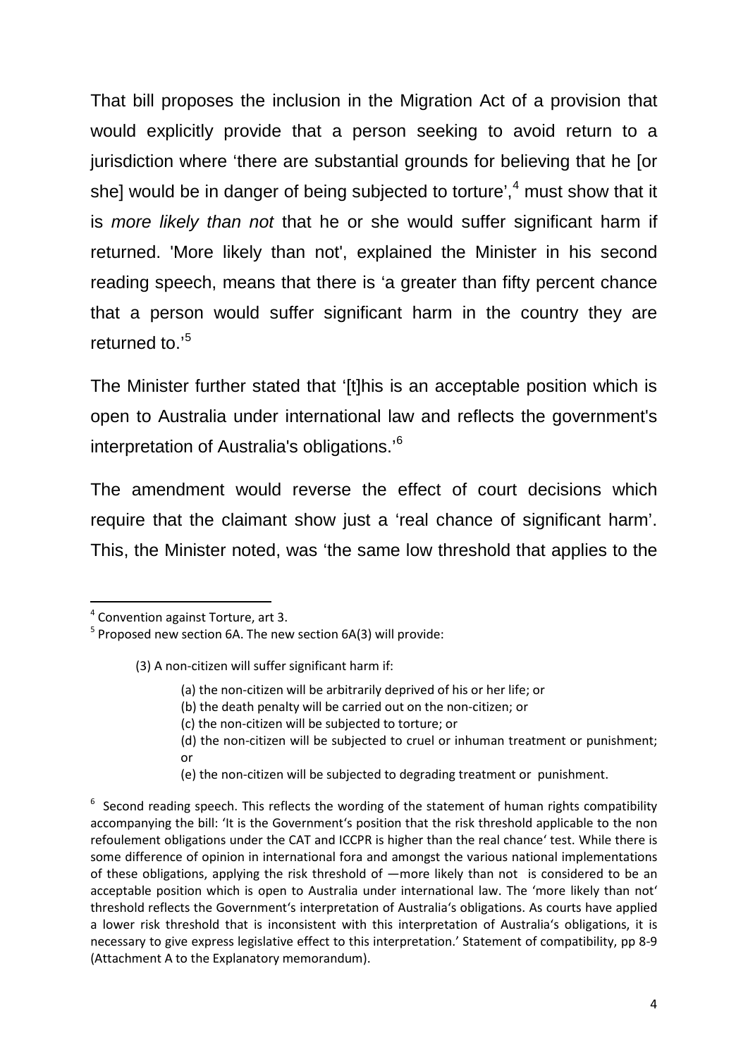That bill proposes the inclusion in the Migration Act of a provision that would explicitly provide that a person seeking to avoid return to a jurisdiction where 'there are substantial grounds for believing that he [or she] would be in danger of being subjected to torture',[4] must show that it is *more likely than not* that he or she would suffer significant harm if returned. 'More likely than not', explained the Minister in his second reading speech, means that there is 'a greater than fifty percent chance that a person would suffer significant harm in the country they are returned to.'[5]

The Minister further stated that '[t]his is an acceptable position which is open to Australia under international law and reflects the government's interpretation of Australia's obligations.'[6]

The amendment would reverse the effect of court decisions which require that the claimant show just a 'real chance of significant harm'. This, the Minister noted, was 'the same low threshold that applies to the

---

[4] Convention against Torture, art 3.

[5] Proposed new section 6A. The new section 6A(3) will provide:

> (3) A non-citizen will suffer significant harm if:
>
> (a) the non-citizen will be arbitrarily deprived of his or her life; or
>
> (b) the death penalty will be carried out on the non-citizen; or
>
> (c) the non-citizen will be subjected to torture; or
>
> (d) the non-citizen will be subjected to cruel or inhuman treatment or punishment; or
>
> (e) the non-citizen will be subjected to degrading treatment or punishment.

[6] Second reading speech. This reflects the wording of the statement of human rights compatibility accompanying the bill: 'It is the Government's position that the risk threshold applicable to the non refoulement obligations under the CAT and ICCPR is higher than the real chance' test. While there is some difference of opinion in international fora and amongst the various national implementations of these obligations, applying the risk threshold of —more likely than not is considered to be an acceptable position which is open to Australia under international law. The 'more likely than not' threshold reflects the Government's interpretation of Australia's obligations. As courts have applied a lower risk threshold that is inconsistent with this interpretation of Australia's obligations, it is necessary to give express legislative effect to this interpretation.' Statement of compatibility, pp 8-9 (Attachment A to the Explanatory memorandum).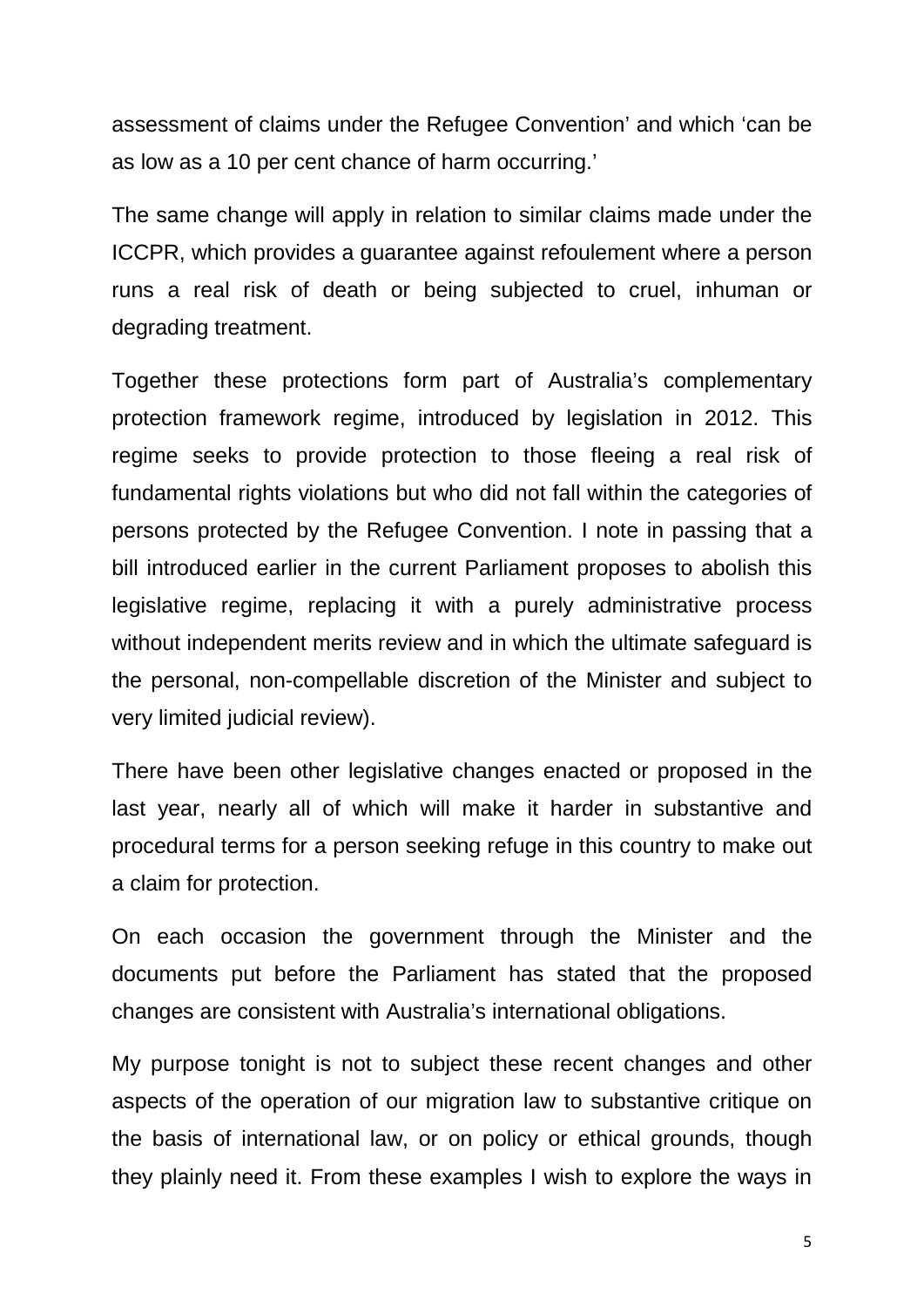assessment of claims under the Refugee Convention' and which 'can be as low as a 10 per cent chance of harm occurring.'

The same change will apply in relation to similar claims made under the ICCPR, which provides a guarantee against refoulement where a person runs a real risk of death or being subjected to cruel, inhuman or degrading treatment.

Together these protections form part of Australia's complementary protection framework regime, introduced by legislation in 2012. This regime seeks to provide protection to those fleeing a real risk of fundamental rights violations but who did not fall within the categories of persons protected by the Refugee Convention. I note in passing that a bill introduced earlier in the current Parliament proposes to abolish this legislative regime, replacing it with a purely administrative process without independent merits review and in which the ultimate safeguard is the personal, non-compellable discretion of the Minister and subject to very limited judicial review).

There have been other legislative changes enacted or proposed in the last year, nearly all of which will make it harder in substantive and procedural terms for a person seeking refuge in this country to make out a claim for protection.

On each occasion the government through the Minister and the documents put before the Parliament has stated that the proposed changes are consistent with Australia's international obligations.

My purpose tonight is not to subject these recent changes and other aspects of the operation of our migration law to substantive critique on the basis of international law, or on policy or ethical grounds, though they plainly need it. From these examples I wish to explore the ways in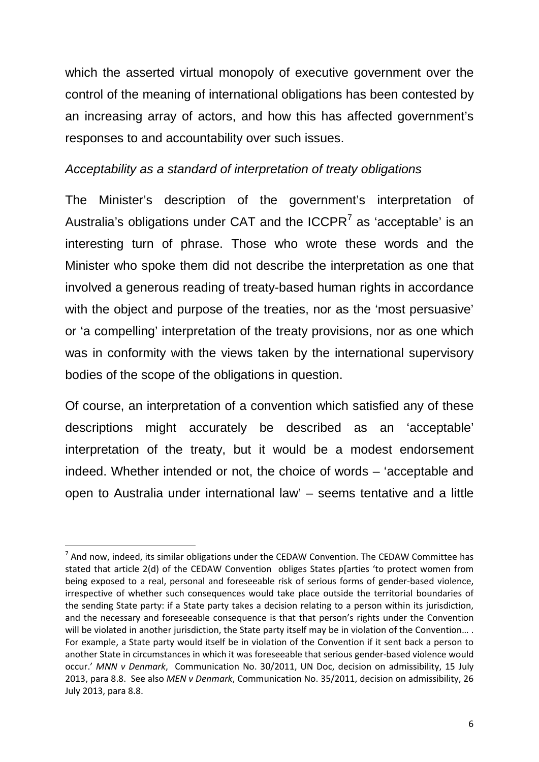which the asserted virtual monopoly of executive government over the control of the meaning of international obligations has been contested by an increasing array of actors, and how this has affected government's responses to and accountability over such issues.

### *Acceptability as a standard of interpretation of treaty obligations*

The Minister's description of the government's interpretation of Australia's obligations under CAT and the ICCPR[7] as 'acceptable' is an interesting turn of phrase. Those who wrote these words and the Minister who spoke them did not describe the interpretation as one that involved a generous reading of treaty-based human rights in accordance with the object and purpose of the treaties, nor as the 'most persuasive' or 'a compelling' interpretation of the treaty provisions, nor as one which was in conformity with the views taken by the international supervisory bodies of the scope of the obligations in question.

Of course, an interpretation of a convention which satisfied any of these descriptions might accurately be described as an 'acceptable' interpretation of the treaty, but it would be a modest endorsement indeed. Whether intended or not, the choice of words – 'acceptable and open to Australia under international law' – seems tentative and a little

---

[7] And now, indeed, its similar obligations under the CEDAW Convention. The CEDAW Committee has stated that article 2(d) of the CEDAW Convention obliges States p[arties 'to protect women from being exposed to a real, personal and foreseeable risk of serious forms of gender-based violence, irrespective of whether such consequences would take place outside the territorial boundaries of the sending State party: if a State party takes a decision relating to a person within its jurisdiction, and the necessary and foreseeable consequence is that that person's rights under the Convention will be violated in another jurisdiction, the State party itself may be in violation of the Convention… . For example, a State party would itself be in violation of the Convention if it sent back a person to another State in circumstances in which it was foreseeable that serious gender-based violence would occur.' *MNN v Denmark*, Communication No. 30/2011, UN Doc, decision on admissibility, 15 July 2013, para 8.8. See also *MEN v Denmark*, Communication No. 35/2011, decision on admissibility, 26 July 2013, para 8.8.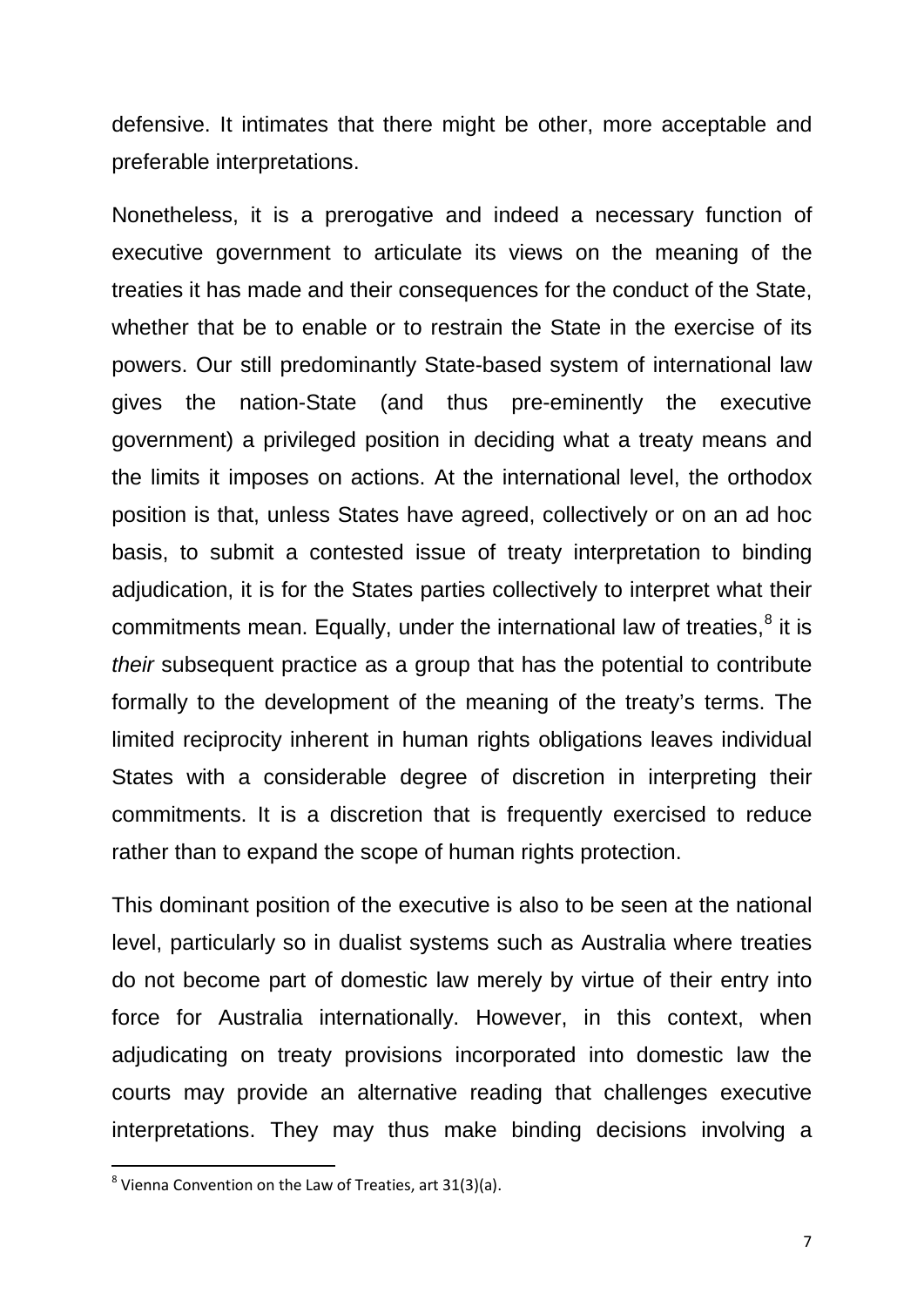defensive. It intimates that there might be other, more acceptable and preferable interpretations.

Nonetheless, it is a prerogative and indeed a necessary function of executive government to articulate its views on the meaning of the treaties it has made and their consequences for the conduct of the State, whether that be to enable or to restrain the State in the exercise of its powers. Our still predominantly State-based system of international law gives the nation-State (and thus pre-eminently the executive government) a privileged position in deciding what a treaty means and the limits it imposes on actions. At the international level, the orthodox position is that, unless States have agreed, collectively or on an ad hoc basis, to submit a contested issue of treaty interpretation to binding adjudication, it is for the States parties collectively to interpret what their commitments mean. Equally, under the international law of treaties,[8] it is *their* subsequent practice as a group that has the potential to contribute formally to the development of the meaning of the treaty's terms. The limited reciprocity inherent in human rights obligations leaves individual States with a considerable degree of discretion in interpreting their commitments. It is a discretion that is frequently exercised to reduce rather than to expand the scope of human rights protection.

This dominant position of the executive is also to be seen at the national level, particularly so in dualist systems such as Australia where treaties do not become part of domestic law merely by virtue of their entry into force for Australia internationally. However, in this context, when adjudicating on treaty provisions incorporated into domestic law the courts may provide an alternative reading that challenges executive interpretations. They may thus make binding decisions involving a

[8] Vienna Convention on the Law of Treaties, art 31(3)(a).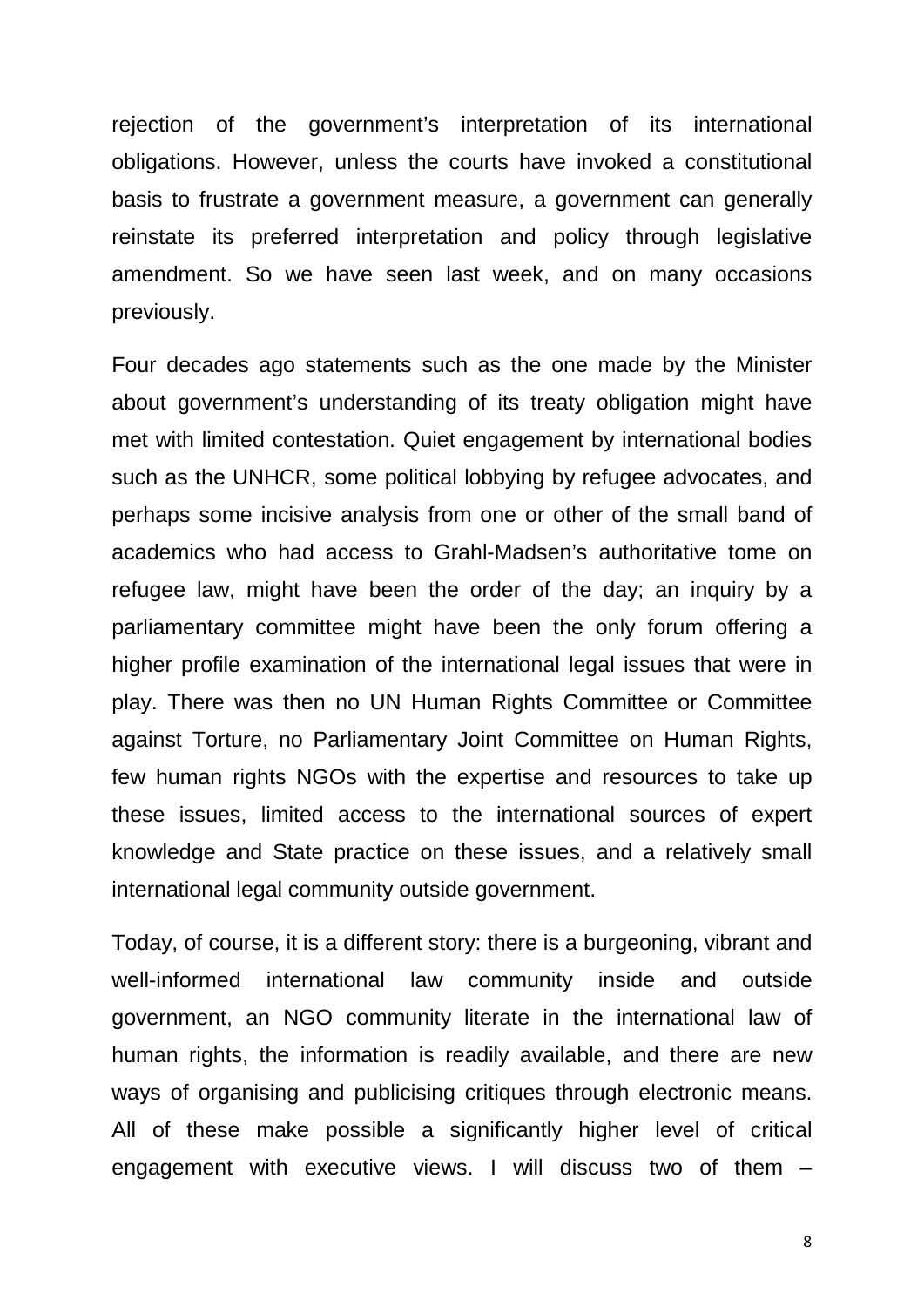rejection of the government's interpretation of its international obligations. However, unless the courts have invoked a constitutional basis to frustrate a government measure, a government can generally reinstate its preferred interpretation and policy through legislative amendment. So we have seen last week, and on many occasions previously.

Four decades ago statements such as the one made by the Minister about government's understanding of its treaty obligation might have met with limited contestation. Quiet engagement by international bodies such as the UNHCR, some political lobbying by refugee advocates, and perhaps some incisive analysis from one or other of the small band of academics who had access to Grahl-Madsen's authoritative tome on refugee law, might have been the order of the day; an inquiry by a parliamentary committee might have been the only forum offering a higher profile examination of the international legal issues that were in play. There was then no UN Human Rights Committee or Committee against Torture, no Parliamentary Joint Committee on Human Rights, few human rights NGOs with the expertise and resources to take up these issues, limited access to the international sources of expert knowledge and State practice on these issues, and a relatively small international legal community outside government.

Today, of course, it is a different story: there is a burgeoning, vibrant and well-informed international law community inside and outside government, an NGO community literate in the international law of human rights, the information is readily available, and there are new ways of organising and publicising critiques through electronic means. All of these make possible a significantly higher level of critical engagement with executive views. I will discuss two of them –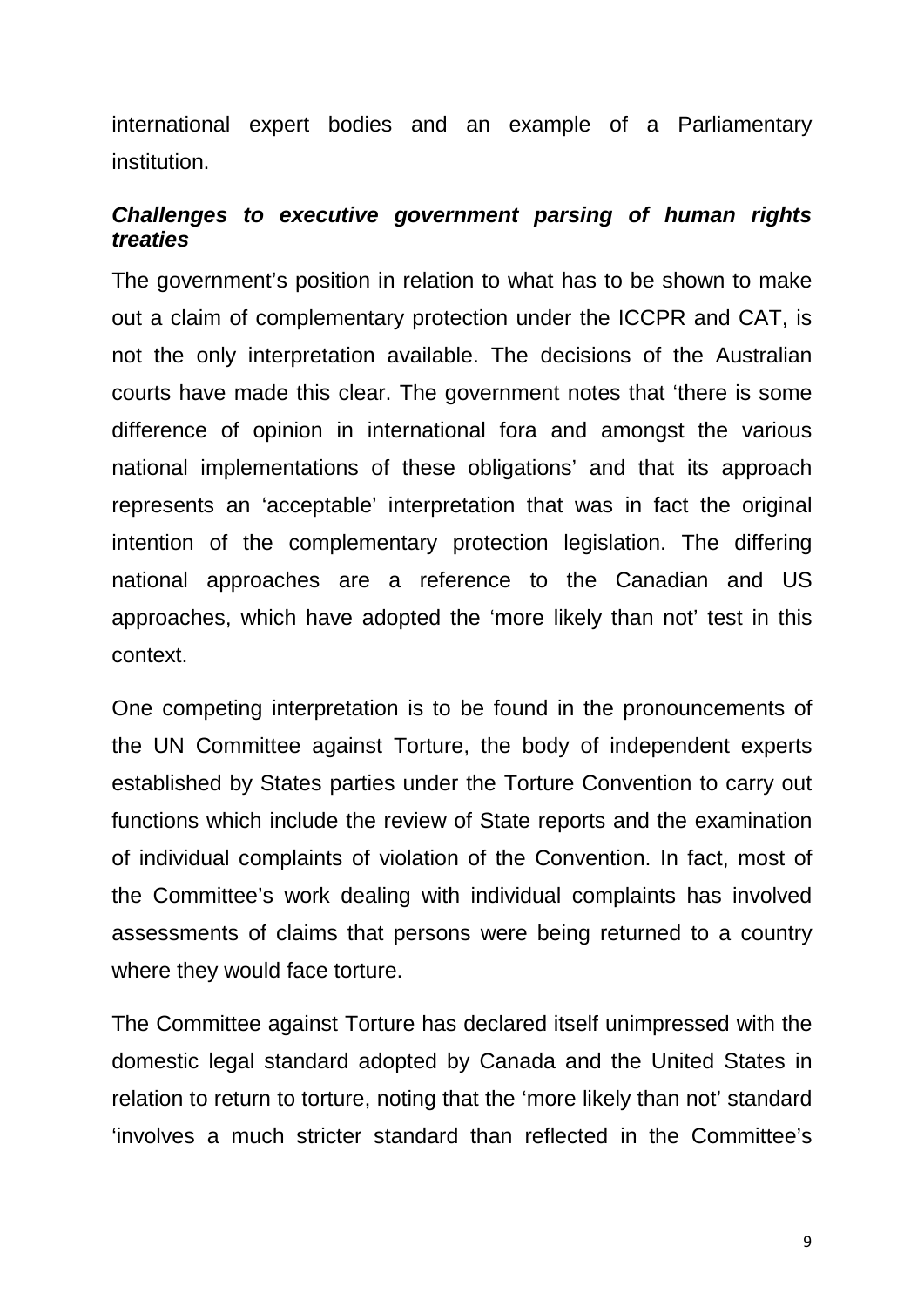international expert bodies and an example of a Parliamentary institution.

### *Challenges to executive government parsing of human rights treaties*

The government's position in relation to what has to be shown to make out a claim of complementary protection under the ICCPR and CAT, is not the only interpretation available. The decisions of the Australian courts have made this clear. The government notes that 'there is some difference of opinion in international fora and amongst the various national implementations of these obligations' and that its approach represents an 'acceptable' interpretation that was in fact the original intention of the complementary protection legislation. The differing national approaches are a reference to the Canadian and US approaches, which have adopted the 'more likely than not' test in this context.

One competing interpretation is to be found in the pronouncements of the UN Committee against Torture, the body of independent experts established by States parties under the Torture Convention to carry out functions which include the review of State reports and the examination of individual complaints of violation of the Convention. In fact, most of the Committee's work dealing with individual complaints has involved assessments of claims that persons were being returned to a country where they would face torture.

The Committee against Torture has declared itself unimpressed with the domestic legal standard adopted by Canada and the United States in relation to return to torture, noting that the 'more likely than not' standard 'involves a much stricter standard than reflected in the Committee's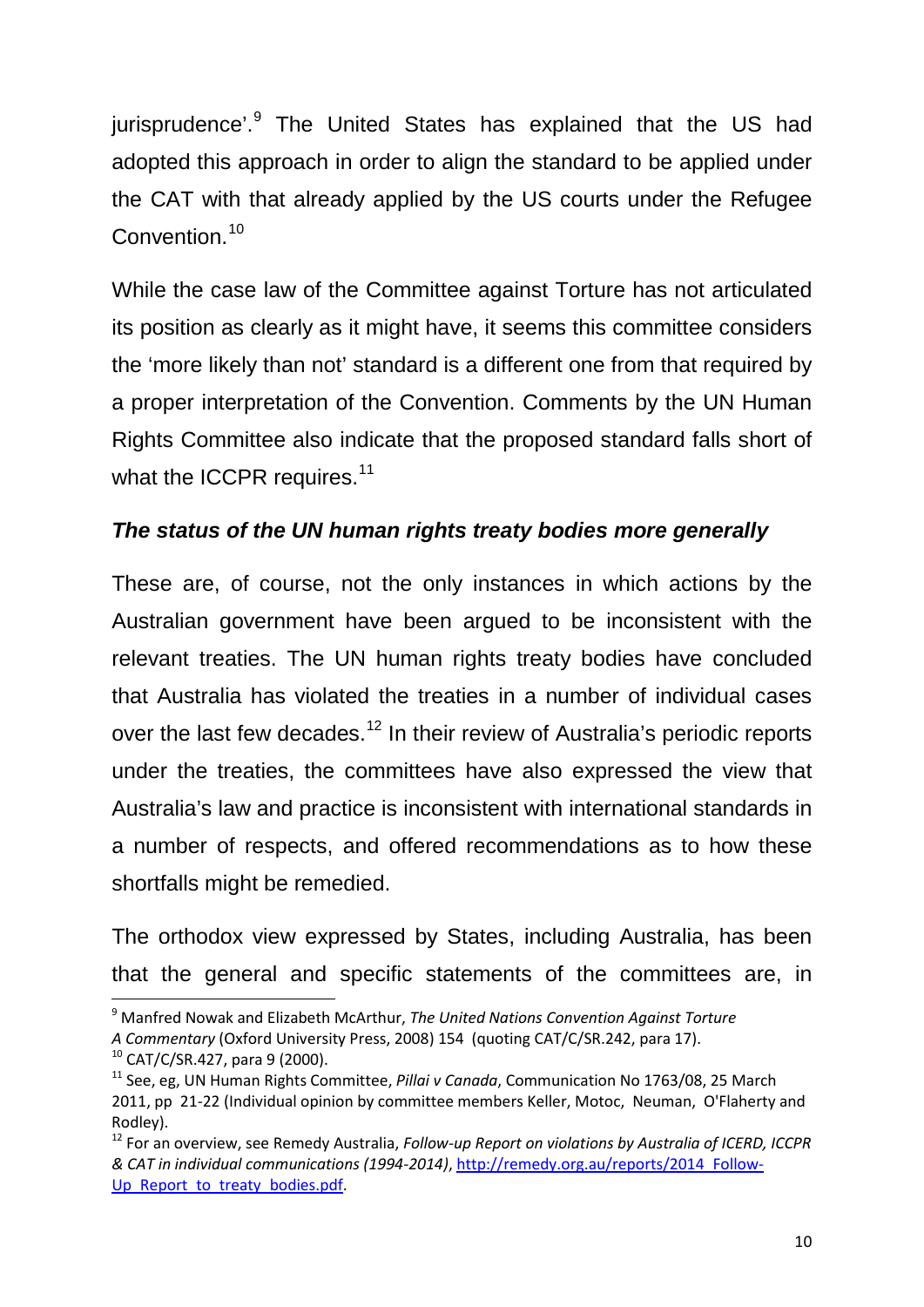jurisprudence'.[9] The United States has explained that the US had adopted this approach in order to align the standard to be applied under the CAT with that already applied by the US courts under the Refugee Convention.[10]

While the case law of the Committee against Torture has not articulated its position as clearly as it might have, it seems this committee considers the 'more likely than not' standard is a different one from that required by a proper interpretation of the Convention. Comments by the UN Human Rights Committee also indicate that the proposed standard falls short of what the ICCPR requires.[11]

### ***The status of the UN human rights treaty bodies more generally***

These are, of course, not the only instances in which actions by the Australian government have been argued to be inconsistent with the relevant treaties. The UN human rights treaty bodies have concluded that Australia has violated the treaties in a number of individual cases over the last few decades.[12] In their review of Australia's periodic reports under the treaties, the committees have also expressed the view that Australia's law and practice is inconsistent with international standards in a number of respects, and offered recommendations as to how these shortfalls might be remedied.

The orthodox view expressed by States, including Australia, has been that the general and specific statements of the committees are, in

---

[9] Manfred Nowak and Elizabeth McArthur, *The United Nations Convention Against Torture A Commentary* (Oxford University Press, 2008) 154 (quoting CAT/C/SR.242, para 17).

[10] CAT/C/SR.427, para 9 (2000).

[11] See, eg, UN Human Rights Committee, *Pillai v Canada*, Communication No 1763/08, 25 March 2011, pp 21-22 (Individual opinion by committee members Keller, Motoc, Neuman, O'Flaherty and Rodley).

[12] For an overview, see Remedy Australia, *Follow-up Report on violations by Australia of ICERD, ICCPR & CAT in individual communications (1994-2014)*, http://remedy.org.au/reports/2014_Follow-Up_Report_to_treaty_bodies.pdf.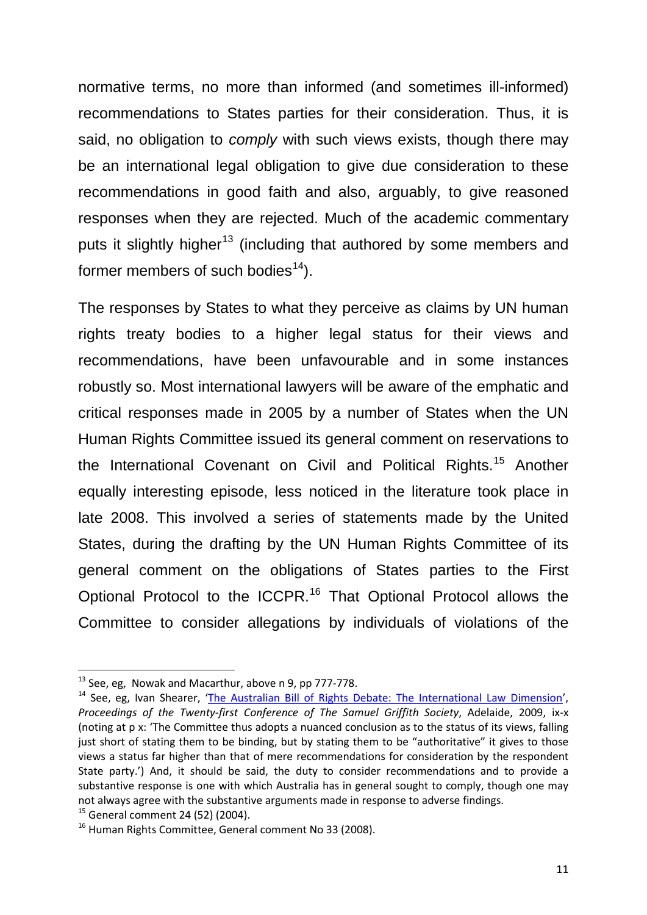normative terms, no more than informed (and sometimes ill-informed) recommendations to States parties for their consideration. Thus, it is said, no obligation to *comply* with such views exists, though there may be an international legal obligation to give due consideration to these recommendations in good faith and also, arguably, to give reasoned responses when they are rejected. Much of the academic commentary puts it slightly higher[13] (including that authored by some members and former members of such bodies[14]).

The responses by States to what they perceive as claims by UN human rights treaty bodies to a higher legal status for their views and recommendations, have been unfavourable and in some instances robustly so. Most international lawyers will be aware of the emphatic and critical responses made in 2005 by a number of States when the UN Human Rights Committee issued its general comment on reservations to the International Covenant on Civil and Political Rights.[15] Another equally interesting episode, less noticed in the literature took place in late 2008. This involved a series of statements made by the United States, during the drafting by the UN Human Rights Committee of its general comment on the obligations of States parties to the First Optional Protocol to the ICCPR.[16] That Optional Protocol allows the Committee to consider allegations by individuals of violations of the

---

[13] See, eg, Nowak and Macarthur, above n 9, pp 777-778.

[14] See, eg, Ivan Shearer, 'The Australian Bill of Rights Debate: The International Law Dimension', *Proceedings of the Twenty-first Conference of The Samuel Griffith Society*, Adelaide, 2009, ix-x (noting at p x: 'The Committee thus adopts a nuanced conclusion as to the status of its views, falling just short of stating them to be binding, but by stating them to be "authoritative" it gives to those views a status far higher than that of mere recommendations for consideration by the respondent State party.') And, it should be said, the duty to consider recommendations and to provide a substantive response is one with which Australia has in general sought to comply, though one may not always agree with the substantive arguments made in response to adverse findings.

[15] General comment 24 (52) (2004).

[16] Human Rights Committee, General comment No 33 (2008).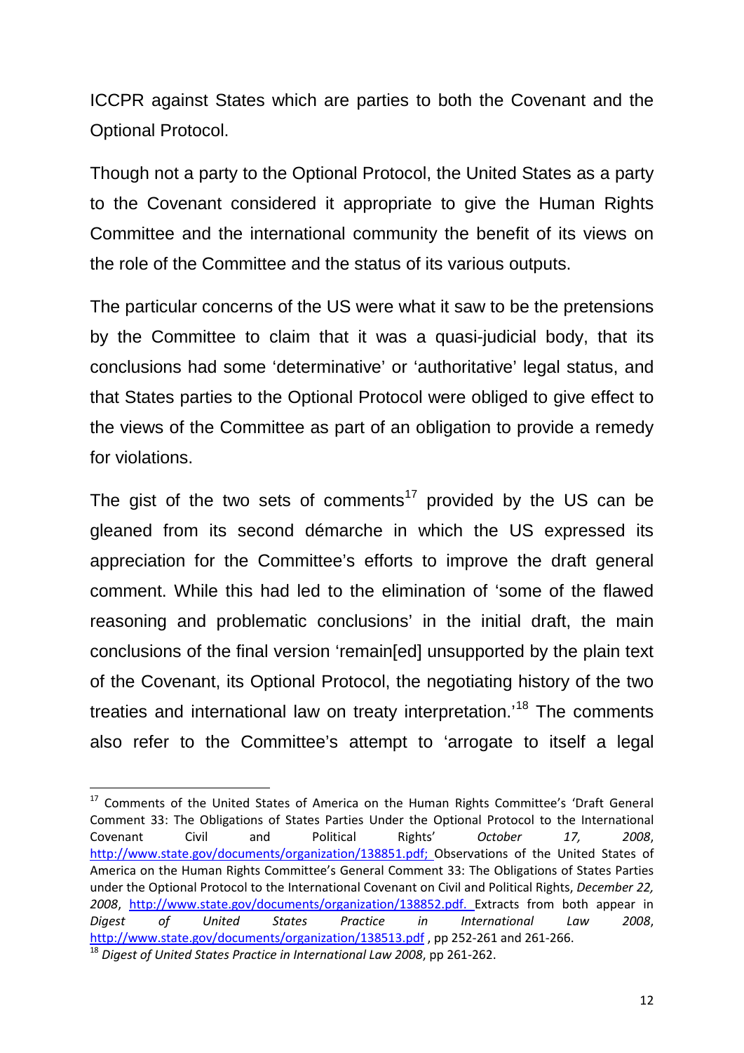ICCPR against States which are parties to both the Covenant and the Optional Protocol.

Though not a party to the Optional Protocol, the United States as a party to the Covenant considered it appropriate to give the Human Rights Committee and the international community the benefit of its views on the role of the Committee and the status of its various outputs.

The particular concerns of the US were what it saw to be the pretensions by the Committee to claim that it was a quasi-judicial body, that its conclusions had some 'determinative' or 'authoritative' legal status, and that States parties to the Optional Protocol were obliged to give effect to the views of the Committee as part of an obligation to provide a remedy for violations.

The gist of the two sets of comments[17] provided by the US can be gleaned from its second démarche in which the US expressed its appreciation for the Committee's efforts to improve the draft general comment. While this had led to the elimination of 'some of the flawed reasoning and problematic conclusions' in the initial draft, the main conclusions of the final version 'remain[ed] unsupported by the plain text of the Covenant, its Optional Protocol, the negotiating history of the two treaties and international law on treaty interpretation.'[18] The comments also refer to the Committee's attempt to 'arrogate to itself a legal

---

[17] Comments of the United States of America on the Human Rights Committee's 'Draft General Comment 33: The Obligations of States Parties Under the Optional Protocol to the International Covenant Civil and Political Rights' *October 17, 2008*, http://www.state.gov/documents/organization/138851.pdf; Observations of the United States of America on the Human Rights Committee's General Comment 33: The Obligations of States Parties under the Optional Protocol to the International Covenant on Civil and Political Rights, *December 22, 2008*, http://www.state.gov/documents/organization/138852.pdf. Extracts from both appear in *Digest of United States Practice in International Law 2008*, http://www.state.gov/documents/organization/138513.pdf , pp 252-261 and 261-266.

[18] *Digest of United States Practice in International Law 2008*, pp 261-262.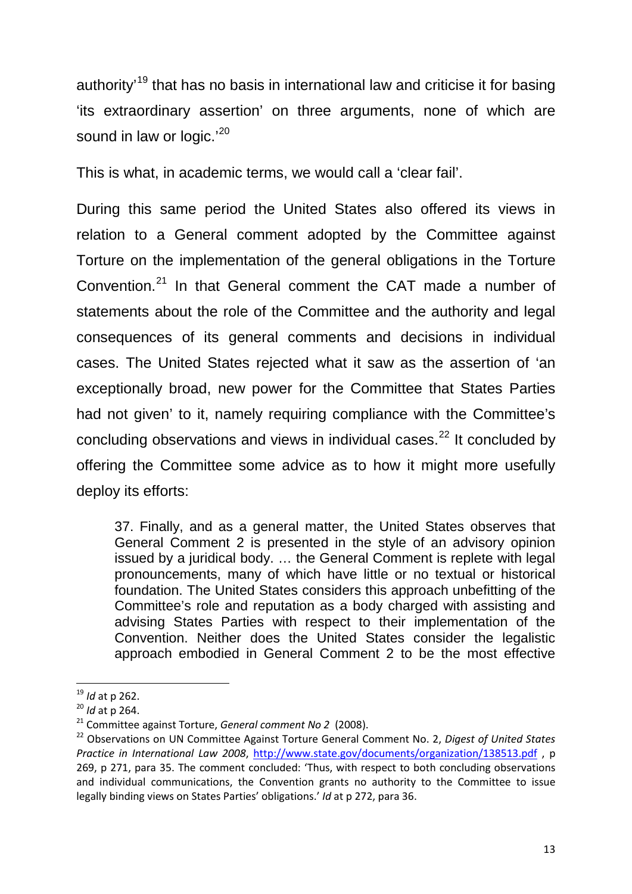authority'[19] that has no basis in international law and criticise it for basing 'its extraordinary assertion' on three arguments, none of which are sound in law or logic.'[20]

This is what, in academic terms, we would call a 'clear fail'.

During this same period the United States also offered its views in relation to a General comment adopted by the Committee against Torture on the implementation of the general obligations in the Torture Convention.[21] In that General comment the CAT made a number of statements about the role of the Committee and the authority and legal consequences of its general comments and decisions in individual cases. The United States rejected what it saw as the assertion of 'an exceptionally broad, new power for the Committee that States Parties had not given' to it, namely requiring compliance with the Committee's concluding observations and views in individual cases.[22] It concluded by offering the Committee some advice as to how it might more usefully deploy its efforts:

> 37. Finally, and as a general matter, the United States observes that General Comment 2 is presented in the style of an advisory opinion issued by a juridical body. … the General Comment is replete with legal pronouncements, many of which have little or no textual or historical foundation. The United States considers this approach unbefitting of the Committee's role and reputation as a body charged with assisting and advising States Parties with respect to their implementation of the Convention. Neither does the United States consider the legalistic approach embodied in General Comment 2 to be the most effective

---

[19] *Id* at p 262.

[20] *Id* at p 264.

[21] Committee against Torture, *General comment No 2* (2008).

[22] Observations on UN Committee Against Torture General Comment No. 2, *Digest of United States Practice in International Law 2008*, http://www.state.gov/documents/organization/138513.pdf , p 269, p 271, para 35. The comment concluded: 'Thus, with respect to both concluding observations and individual communications, the Convention grants no authority to the Committee to issue legally binding views on States Parties' obligations.' *Id* at p 272, para 36.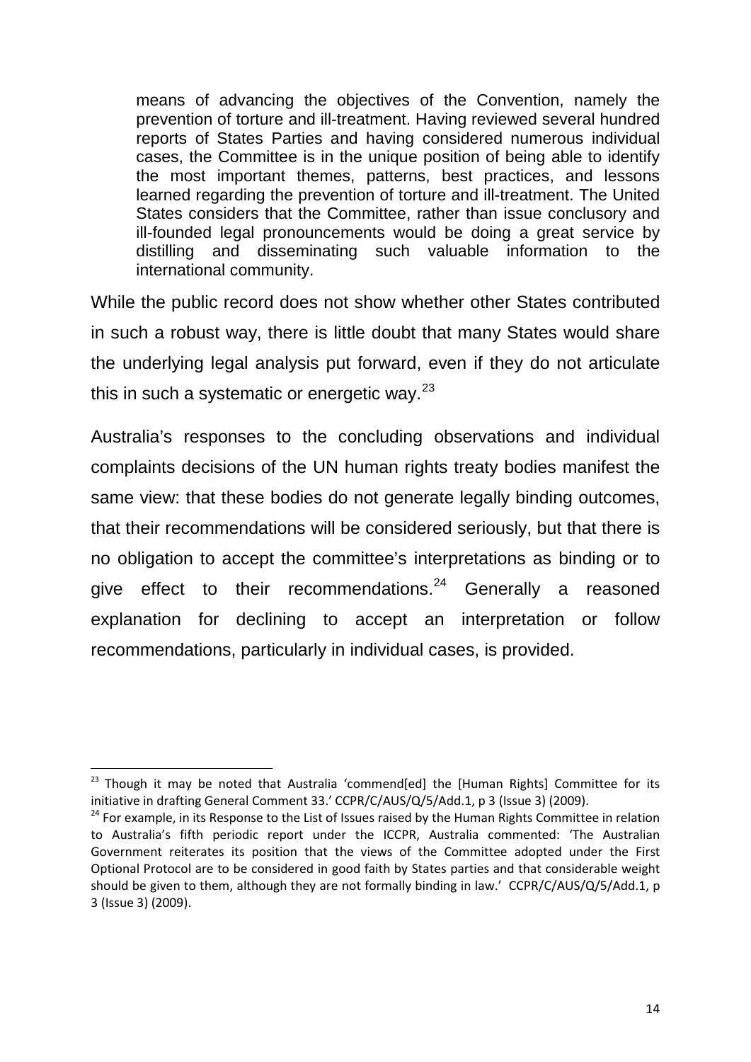> means of advancing the objectives of the Convention, namely the prevention of torture and ill-treatment. Having reviewed several hundred reports of States Parties and having considered numerous individual cases, the Committee is in the unique position of being able to identify the most important themes, patterns, best practices, and lessons learned regarding the prevention of torture and ill-treatment. The United States considers that the Committee, rather than issue conclusory and ill-founded legal pronouncements would be doing a great service by distilling and disseminating such valuable information to the international community.

While the public record does not show whether other States contributed in such a robust way, there is little doubt that many States would share the underlying legal analysis put forward, even if they do not articulate this in such a systematic or energetic way.[23]

Australia's responses to the concluding observations and individual complaints decisions of the UN human rights treaty bodies manifest the same view: that these bodies do not generate legally binding outcomes, that their recommendations will be considered seriously, but that there is no obligation to accept the committee's interpretations as binding or to give effect to their recommendations.[24] Generally a reasoned explanation for declining to accept an interpretation or follow recommendations, particularly in individual cases, is provided.

---

[23] Though it may be noted that Australia 'commend[ed] the [Human Rights] Committee for its initiative in drafting General Comment 33.' CCPR/C/AUS/Q/5/Add.1, p 3 (Issue 3) (2009).

[24] For example, in its Response to the List of Issues raised by the Human Rights Committee in relation to Australia's fifth periodic report under the ICCPR, Australia commented: 'The Australian Government reiterates its position that the views of the Committee adopted under the First Optional Protocol are to be considered in good faith by States parties and that considerable weight should be given to them, although they are not formally binding in law.' CCPR/C/AUS/Q/5/Add.1, p 3 (Issue 3) (2009).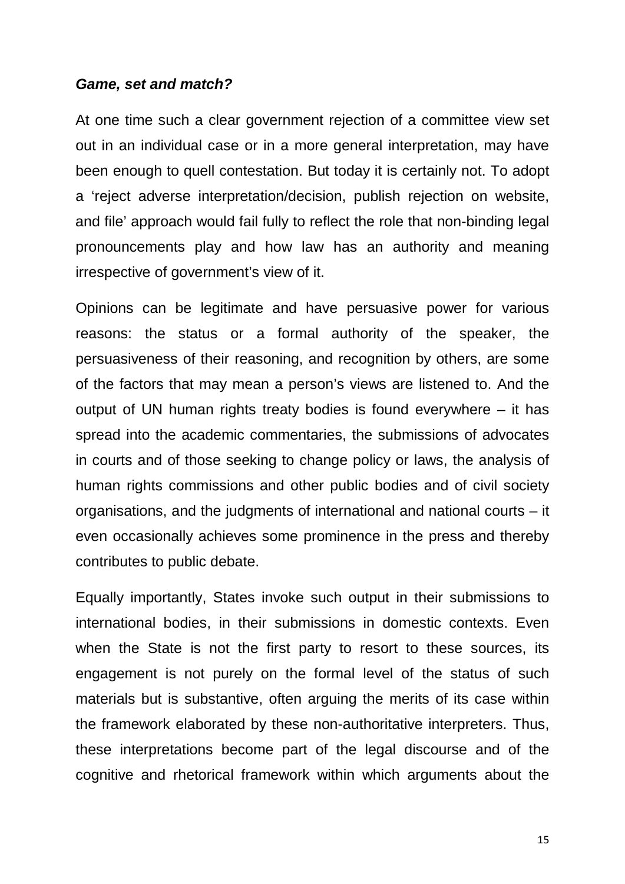***Game, set and match?***

At one time such a clear government rejection of a committee view set out in an individual case or in a more general interpretation, may have been enough to quell contestation. But today it is certainly not. To adopt a 'reject adverse interpretation/decision, publish rejection on website, and file' approach would fail fully to reflect the role that non-binding legal pronouncements play and how law has an authority and meaning irrespective of government's view of it.

Opinions can be legitimate and have persuasive power for various reasons: the status or a formal authority of the speaker, the persuasiveness of their reasoning, and recognition by others, are some of the factors that may mean a person's views are listened to. And the output of UN human rights treaty bodies is found everywhere – it has spread into the academic commentaries, the submissions of advocates in courts and of those seeking to change policy or laws, the analysis of human rights commissions and other public bodies and of civil society organisations, and the judgments of international and national courts – it even occasionally achieves some prominence in the press and thereby contributes to public debate.

Equally importantly, States invoke such output in their submissions to international bodies, in their submissions in domestic contexts. Even when the State is not the first party to resort to these sources, its engagement is not purely on the formal level of the status of such materials but is substantive, often arguing the merits of its case within the framework elaborated by these non-authoritative interpreters. Thus, these interpretations become part of the legal discourse and of the cognitive and rhetorical framework within which arguments about the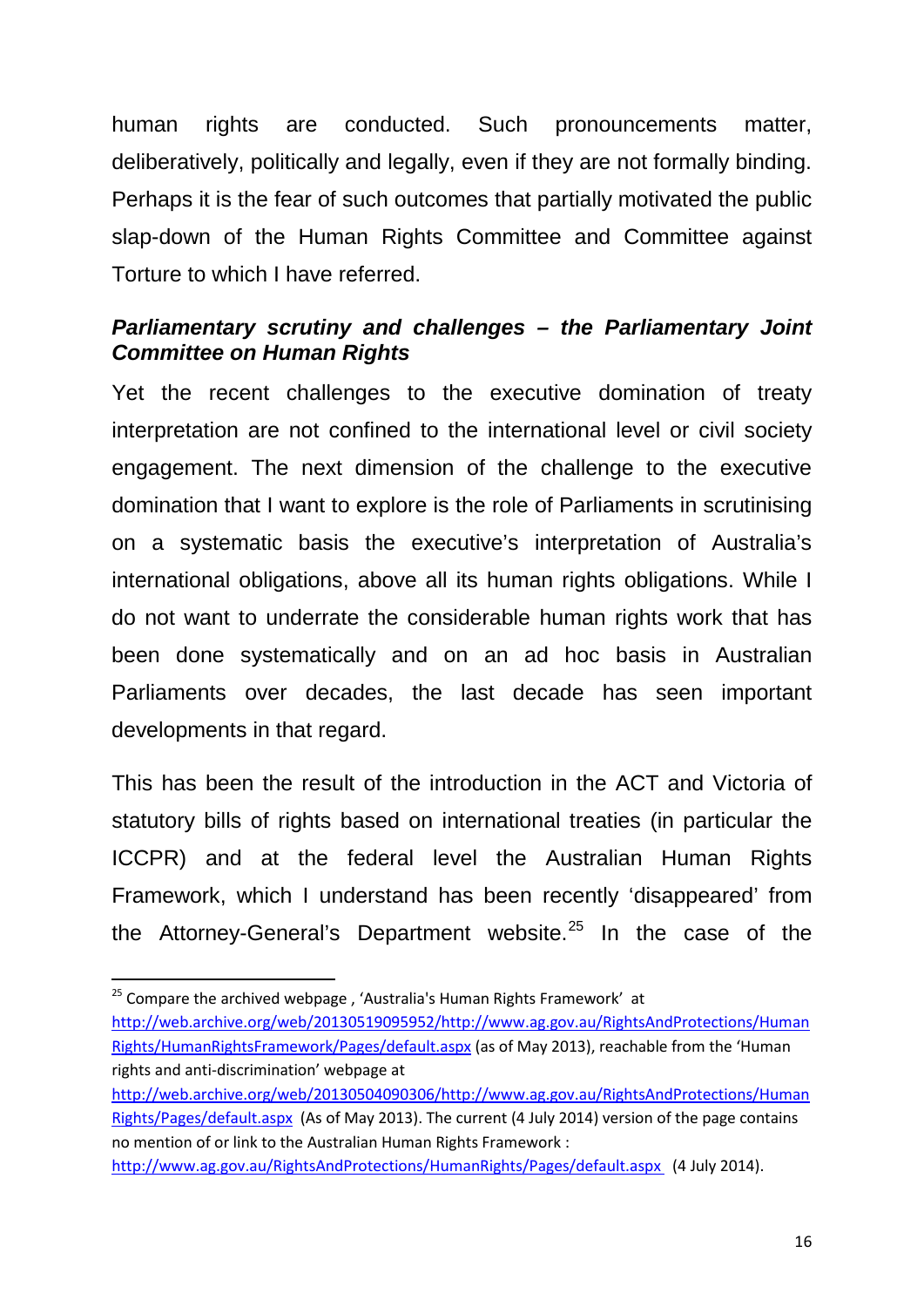human rights are conducted. Such pronouncements matter, deliberatively, politically and legally, even if they are not formally binding. Perhaps it is the fear of such outcomes that partially motivated the public slap-down of the Human Rights Committee and Committee against Torture to which I have referred.

### *Parliamentary scrutiny and challenges – the Parliamentary Joint Committee on Human Rights*

Yet the recent challenges to the executive domination of treaty interpretation are not confined to the international level or civil society engagement. The next dimension of the challenge to the executive domination that I want to explore is the role of Parliaments in scrutinising on a systematic basis the executive's interpretation of Australia's international obligations, above all its human rights obligations. While I do not want to underrate the considerable human rights work that has been done systematically and on an ad hoc basis in Australian Parliaments over decades, the last decade has seen important developments in that regard.

This has been the result of the introduction in the ACT and Victoria of statutory bills of rights based on international treaties (in particular the ICCPR) and at the federal level the Australian Human Rights Framework, which I understand has been recently 'disappeared' from the Attorney-General's Department website.[25] In the case of the

---

[25] Compare the archived webpage , 'Australia's Human Rights Framework' at http://web.archive.org/web/20130519095952/http://www.ag.gov.au/RightsAndProtections/HumanRights/HumanRightsFramework/Pages/default.aspx (as of May 2013), reachable from the 'Human rights and anti-discrimination' webpage at http://web.archive.org/web/20130504090306/http://www.ag.gov.au/RightsAndProtections/HumanRights/Pages/default.aspx (As of May 2013). The current (4 July 2014) version of the page contains no mention of or link to the Australian Human Rights Framework : http://www.ag.gov.au/RightsAndProtections/HumanRights/Pages/default.aspx (4 July 2014).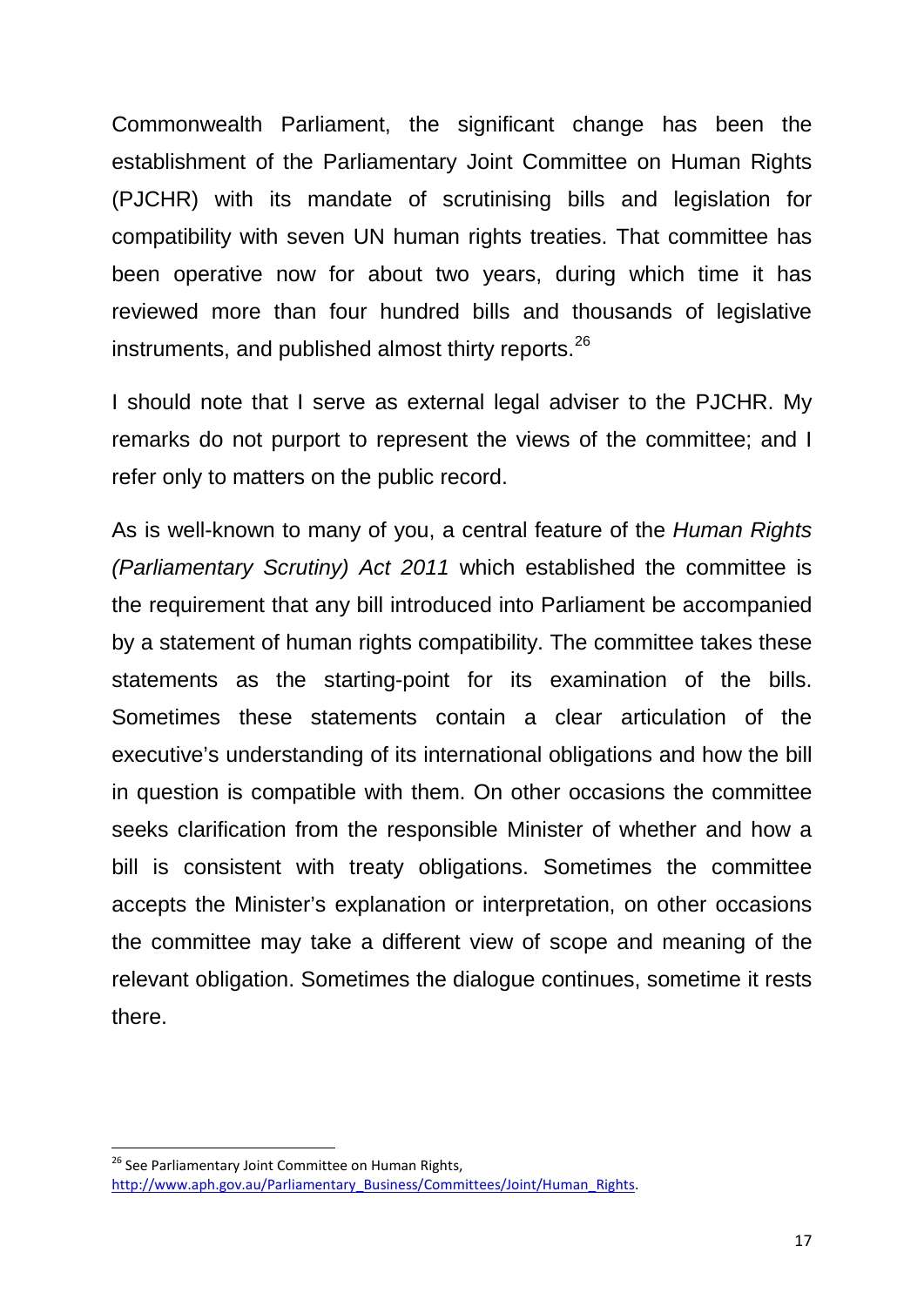Commonwealth Parliament, the significant change has been the establishment of the Parliamentary Joint Committee on Human Rights (PJCHR) with its mandate of scrutinising bills and legislation for compatibility with seven UN human rights treaties. That committee has been operative now for about two years, during which time it has reviewed more than four hundred bills and thousands of legislative instruments, and published almost thirty reports.[26]

I should note that I serve as external legal adviser to the PJCHR. My remarks do not purport to represent the views of the committee; and I refer only to matters on the public record.

As is well-known to many of you, a central feature of the *Human Rights (Parliamentary Scrutiny) Act 2011* which established the committee is the requirement that any bill introduced into Parliament be accompanied by a statement of human rights compatibility. The committee takes these statements as the starting-point for its examination of the bills. Sometimes these statements contain a clear articulation of the executive's understanding of its international obligations and how the bill in question is compatible with them. On other occasions the committee seeks clarification from the responsible Minister of whether and how a bill is consistent with treaty obligations. Sometimes the committee accepts the Minister's explanation or interpretation, on other occasions the committee may take a different view of scope and meaning of the relevant obligation. Sometimes the dialogue continues, sometime it rests there.

---

[26] See Parliamentary Joint Committee on Human Rights, http://www.aph.gov.au/Parliamentary_Business/Committees/Joint/Human_Rights.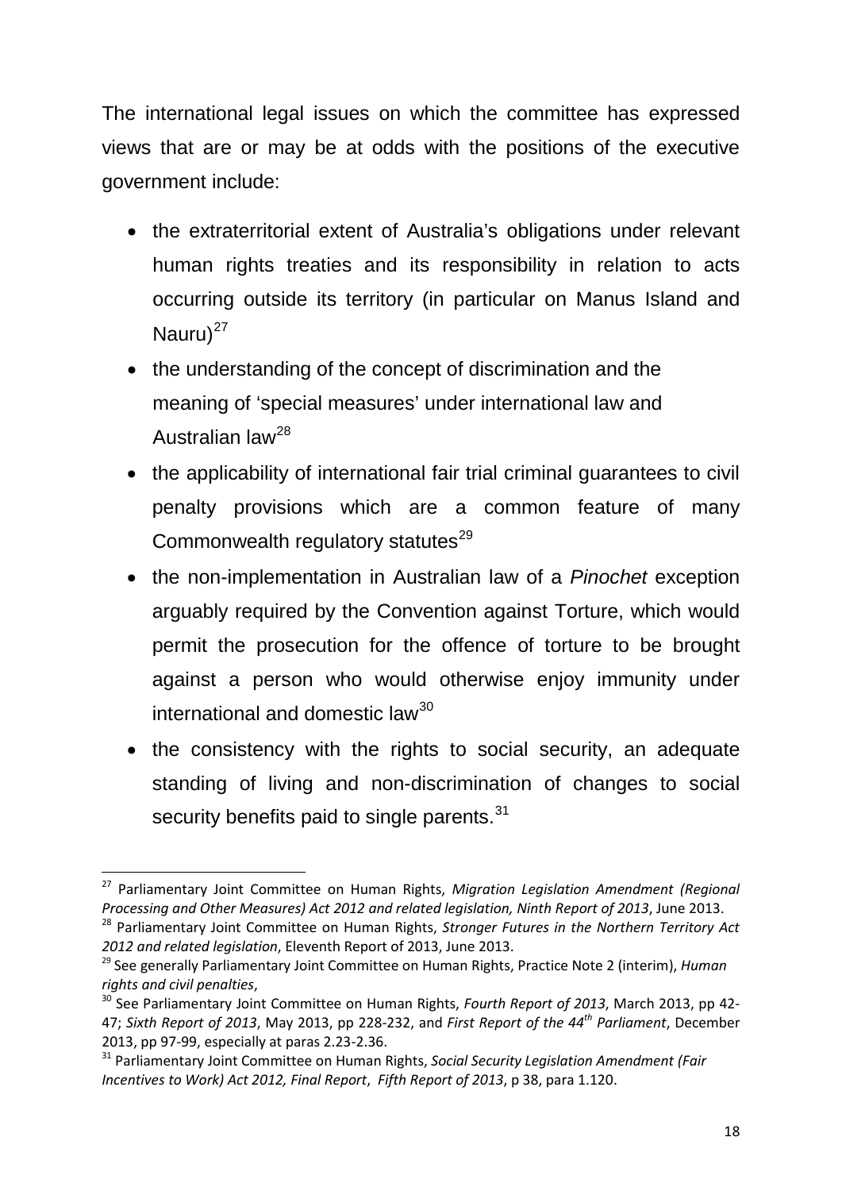The international legal issues on which the committee has expressed views that are or may be at odds with the positions of the executive government include:

- the extraterritorial extent of Australia's obligations under relevant human rights treaties and its responsibility in relation to acts occurring outside its territory (in particular on Manus Island and Nauru)[27]
- the understanding of the concept of discrimination and the meaning of 'special measures' under international law and Australian law[28]
- the applicability of international fair trial criminal guarantees to civil penalty provisions which are a common feature of many Commonwealth regulatory statutes[29]
- the non-implementation in Australian law of a *Pinochet* exception arguably required by the Convention against Torture, which would permit the prosecution for the offence of torture to be brought against a person who would otherwise enjoy immunity under international and domestic law[30]
- the consistency with the rights to social security, an adequate standing of living and non-discrimination of changes to social security benefits paid to single parents.[31]

---

[27] Parliamentary Joint Committee on Human Rights, *Migration Legislation Amendment (Regional Processing and Other Measures) Act 2012 and related legislation, Ninth Report of 2013*, June 2013.

[28] Parliamentary Joint Committee on Human Rights, *Stronger Futures in the Northern Territory Act 2012 and related legislation*, Eleventh Report of 2013, June 2013.

[29] See generally Parliamentary Joint Committee on Human Rights, Practice Note 2 (interim), *Human rights and civil penalties*,

[30] See Parliamentary Joint Committee on Human Rights, *Fourth Report of 2013*, March 2013, pp 42-47; *Sixth Report of 2013*, May 2013, pp 228-232, and *First Report of the 44th Parliament*, December 2013, pp 97-99, especially at paras 2.23-2.36.

[31] Parliamentary Joint Committee on Human Rights, *Social Security Legislation Amendment (Fair Incentives to Work) Act 2012, Final Report*, *Fifth Report of 2013*, p 38, para 1.120.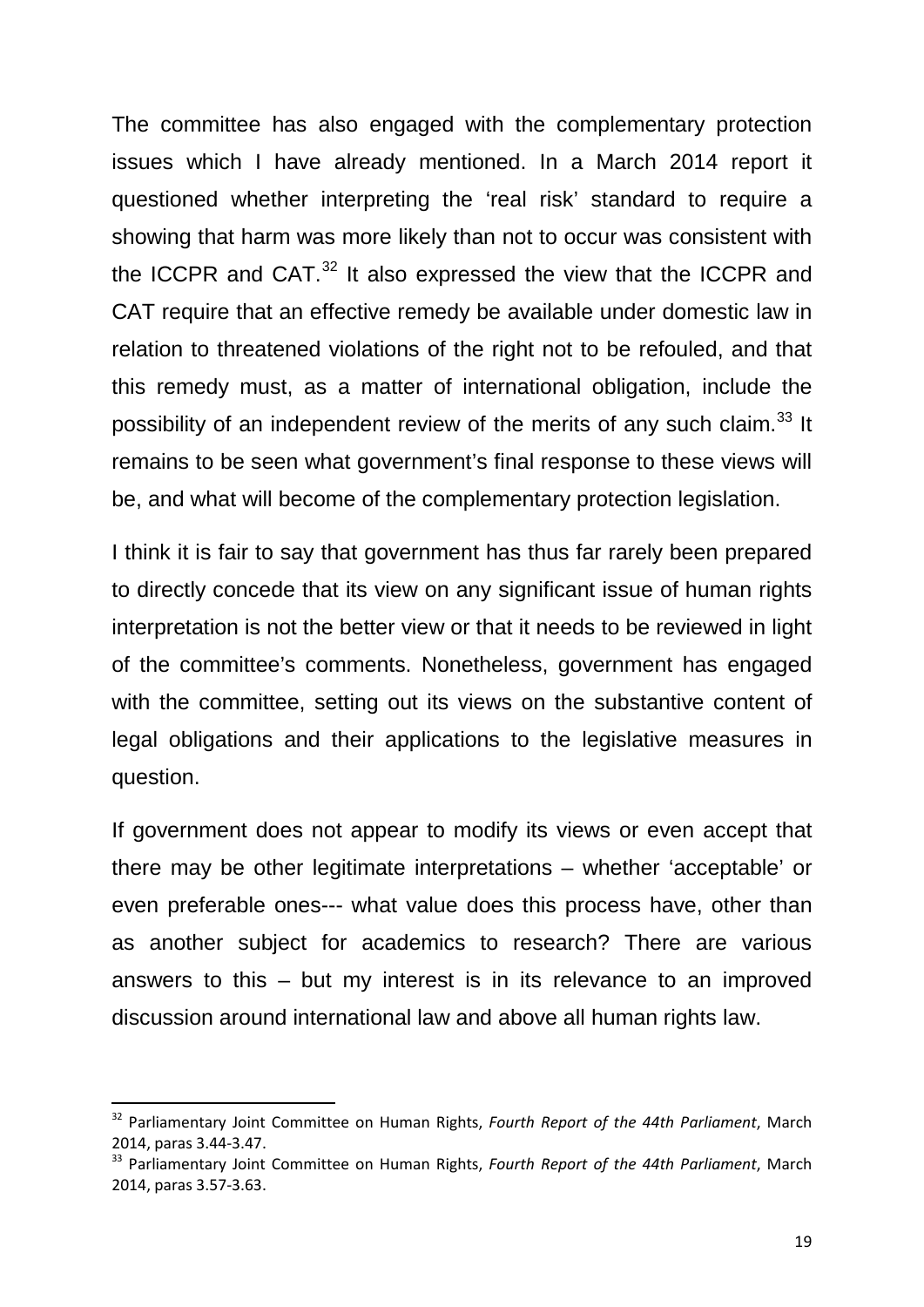The committee has also engaged with the complementary protection issues which I have already mentioned. In a March 2014 report it questioned whether interpreting the 'real risk' standard to require a showing that harm was more likely than not to occur was consistent with the ICCPR and CAT.[32] It also expressed the view that the ICCPR and CAT require that an effective remedy be available under domestic law in relation to threatened violations of the right not to be refouled, and that this remedy must, as a matter of international obligation, include the possibility of an independent review of the merits of any such claim.[33] It remains to be seen what government's final response to these views will be, and what will become of the complementary protection legislation.

I think it is fair to say that government has thus far rarely been prepared to directly concede that its view on any significant issue of human rights interpretation is not the better view or that it needs to be reviewed in light of the committee's comments. Nonetheless, government has engaged with the committee, setting out its views on the substantive content of legal obligations and their applications to the legislative measures in question.

If government does not appear to modify its views or even accept that there may be other legitimate interpretations – whether 'acceptable' or even preferable ones--- what value does this process have, other than as another subject for academics to research? There are various answers to this – but my interest is in its relevance to an improved discussion around international law and above all human rights law.

---

[32] Parliamentary Joint Committee on Human Rights, *Fourth Report of the 44th Parliament*, March 2014, paras 3.44-3.47.

[33] Parliamentary Joint Committee on Human Rights, *Fourth Report of the 44th Parliament*, March 2014, paras 3.57-3.63.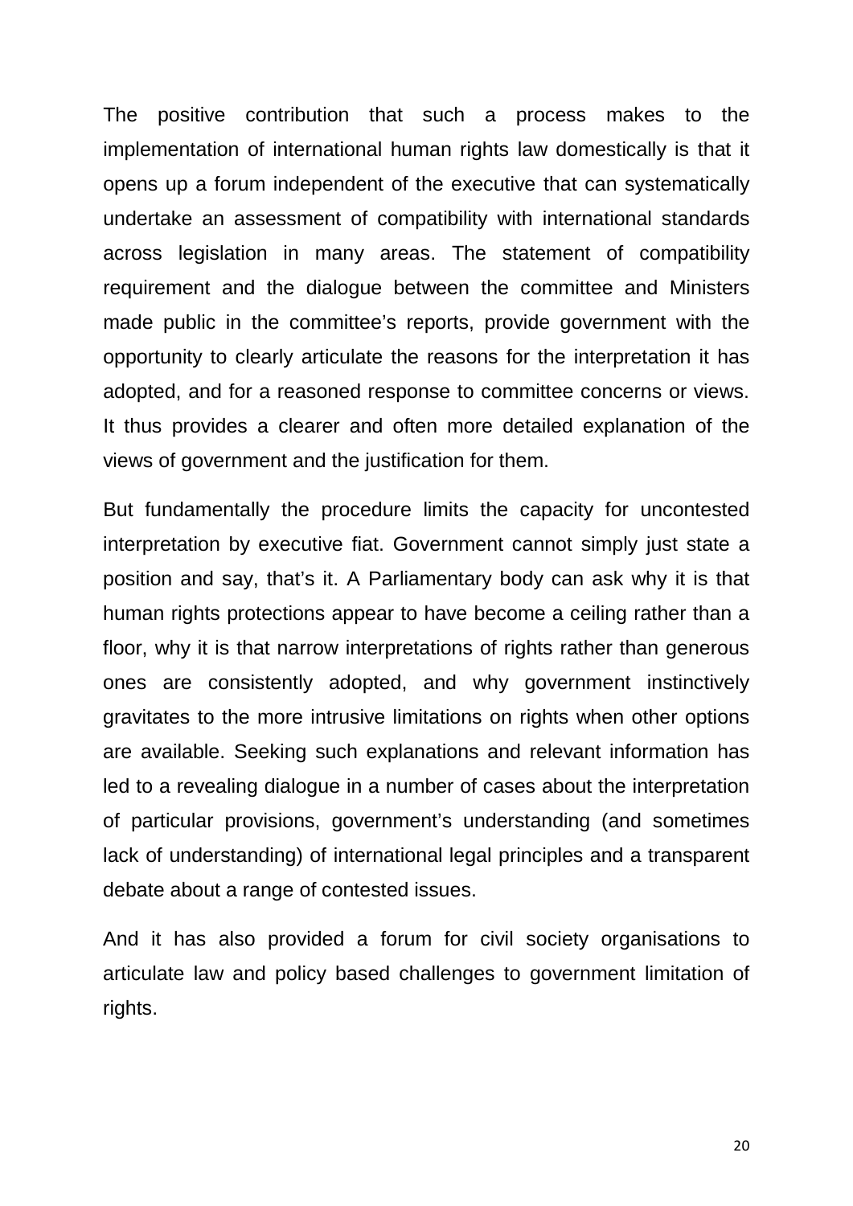The positive contribution that such a process makes to the implementation of international human rights law domestically is that it opens up a forum independent of the executive that can systematically undertake an assessment of compatibility with international standards across legislation in many areas. The statement of compatibility requirement and the dialogue between the committee and Ministers made public in the committee's reports, provide government with the opportunity to clearly articulate the reasons for the interpretation it has adopted, and for a reasoned response to committee concerns or views. It thus provides a clearer and often more detailed explanation of the views of government and the justification for them.

But fundamentally the procedure limits the capacity for uncontested interpretation by executive fiat. Government cannot simply just state a position and say, that's it. A Parliamentary body can ask why it is that human rights protections appear to have become a ceiling rather than a floor, why it is that narrow interpretations of rights rather than generous ones are consistently adopted, and why government instinctively gravitates to the more intrusive limitations on rights when other options are available. Seeking such explanations and relevant information has led to a revealing dialogue in a number of cases about the interpretation of particular provisions, government's understanding (and sometimes lack of understanding) of international legal principles and a transparent debate about a range of contested issues.

And it has also provided a forum for civil society organisations to articulate law and policy based challenges to government limitation of rights.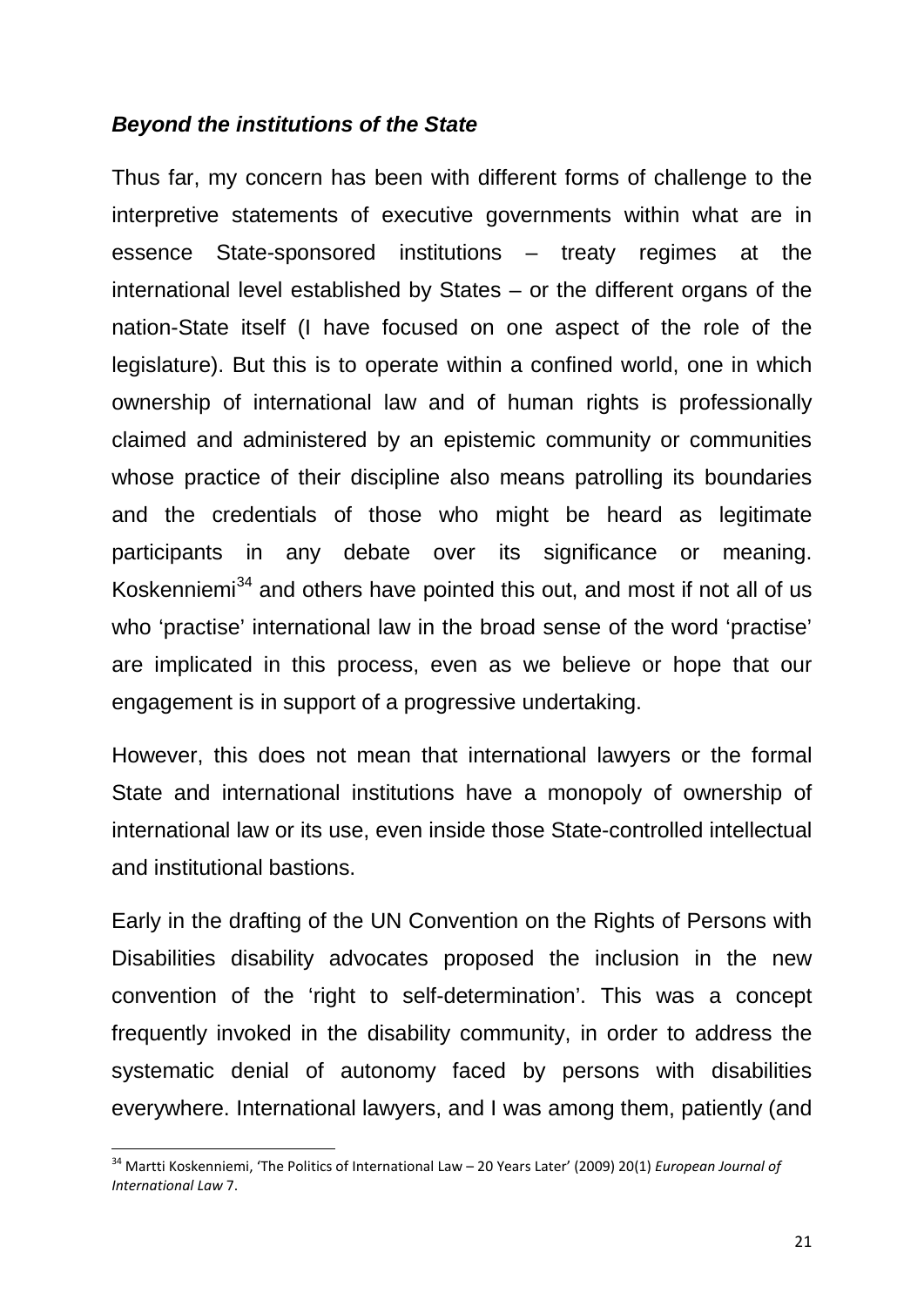### ***Beyond the institutions of the State***

Thus far, my concern has been with different forms of challenge to the interpretive statements of executive governments within what are in essence State-sponsored institutions – treaty regimes at the international level established by States – or the different organs of the nation-State itself (I have focused on one aspect of the role of the legislature). But this is to operate within a confined world, one in which ownership of international law and of human rights is professionally claimed and administered by an epistemic community or communities whose practice of their discipline also means patrolling its boundaries and the credentials of those who might be heard as legitimate participants in any debate over its significance or meaning. Koskenniemi[34] and others have pointed this out, and most if not all of us who 'practise' international law in the broad sense of the word 'practise' are implicated in this process, even as we believe or hope that our engagement is in support of a progressive undertaking.

However, this does not mean that international lawyers or the formal State and international institutions have a monopoly of ownership of international law or its use, even inside those State-controlled intellectual and institutional bastions.

Early in the drafting of the UN Convention on the Rights of Persons with Disabilities disability advocates proposed the inclusion in the new convention of the 'right to self-determination'. This was a concept frequently invoked in the disability community, in order to address the systematic denial of autonomy faced by persons with disabilities everywhere. International lawyers, and I was among them, patiently (and

[34] Martti Koskenniemi, 'The Politics of International Law – 20 Years Later' (2009) 20(1) *European Journal of International Law* 7.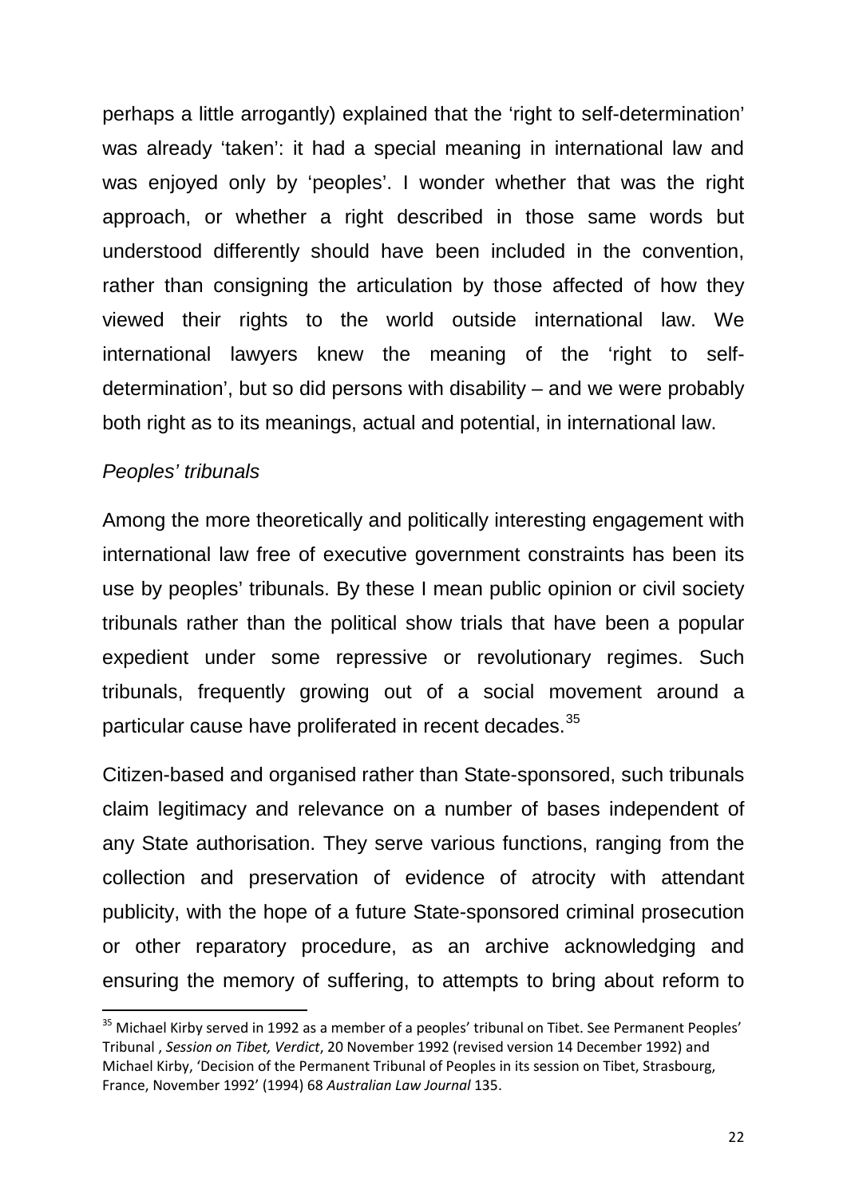perhaps a little arrogantly) explained that the 'right to self-determination' was already 'taken': it had a special meaning in international law and was enjoyed only by 'peoples'. I wonder whether that was the right approach, or whether a right described in those same words but understood differently should have been included in the convention, rather than consigning the articulation by those affected of how they viewed their rights to the world outside international law. We international lawyers knew the meaning of the 'right to self-determination', but so did persons with disability – and we were probably both right as to its meanings, actual and potential, in international law.

*Peoples' tribunals*

Among the more theoretically and politically interesting engagement with international law free of executive government constraints has been its use by peoples' tribunals. By these I mean public opinion or civil society tribunals rather than the political show trials that have been a popular expedient under some repressive or revolutionary regimes. Such tribunals, frequently growing out of a social movement around a particular cause have proliferated in recent decades.[35]

Citizen-based and organised rather than State-sponsored, such tribunals claim legitimacy and relevance on a number of bases independent of any State authorisation. They serve various functions, ranging from the collection and preservation of evidence of atrocity with attendant publicity, with the hope of a future State-sponsored criminal prosecution or other reparatory procedure, as an archive acknowledging and ensuring the memory of suffering, to attempts to bring about reform to

---

[35] Michael Kirby served in 1992 as a member of a peoples' tribunal on Tibet. See Permanent Peoples' Tribunal , *Session on Tibet, Verdict*, 20 November 1992 (revised version 14 December 1992) and Michael Kirby, 'Decision of the Permanent Tribunal of Peoples in its session on Tibet, Strasbourg, France, November 1992' (1994) 68 *Australian Law Journal* 135.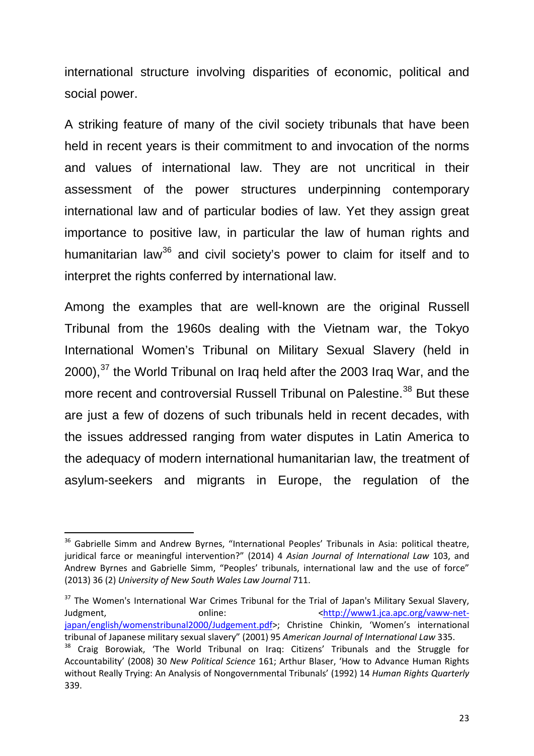international structure involving disparities of economic, political and social power.

A striking feature of many of the civil society tribunals that have been held in recent years is their commitment to and invocation of the norms and values of international law. They are not uncritical in their assessment of the power structures underpinning contemporary international law and of particular bodies of law. Yet they assign great importance to positive law, in particular the law of human rights and humanitarian law[36] and civil society's power to claim for itself and to interpret the rights conferred by international law.

Among the examples that are well-known are the original Russell Tribunal from the 1960s dealing with the Vietnam war, the Tokyo International Women's Tribunal on Military Sexual Slavery (held in 2000),[37] the World Tribunal on Iraq held after the 2003 Iraq War, and the more recent and controversial Russell Tribunal on Palestine.[38] But these are just a few of dozens of such tribunals held in recent decades, with the issues addressed ranging from water disputes in Latin America to the adequacy of modern international humanitarian law, the treatment of asylum-seekers and migrants in Europe, the regulation of the

---

[36] Gabrielle Simm and Andrew Byrnes, "International Peoples' Tribunals in Asia: political theatre, juridical farce or meaningful intervention?" (2014) 4 *Asian Journal of International Law* 103, and Andrew Byrnes and Gabrielle Simm, "Peoples' tribunals, international law and the use of force" (2013) 36 (2) *University of New South Wales Law Journal* 711.

[37] The Women's International War Crimes Tribunal for the Trial of Japan's Military Sexual Slavery, Judgment, online: <http://www1.jca.apc.org/vaww-net-japan/english/womenstribunal2000/Judgement.pdf>; Christine Chinkin, 'Women's international tribunal of Japanese military sexual slavery" (2001) 95 *American Journal of International Law* 335.

[38] Craig Borowiak, 'The World Tribunal on Iraq: Citizens' Tribunals and the Struggle for Accountability' (2008) 30 *New Political Science* 161; Arthur Blaser, 'How to Advance Human Rights without Really Trying: An Analysis of Nongovernmental Tribunals' (1992) 14 *Human Rights Quarterly* 339.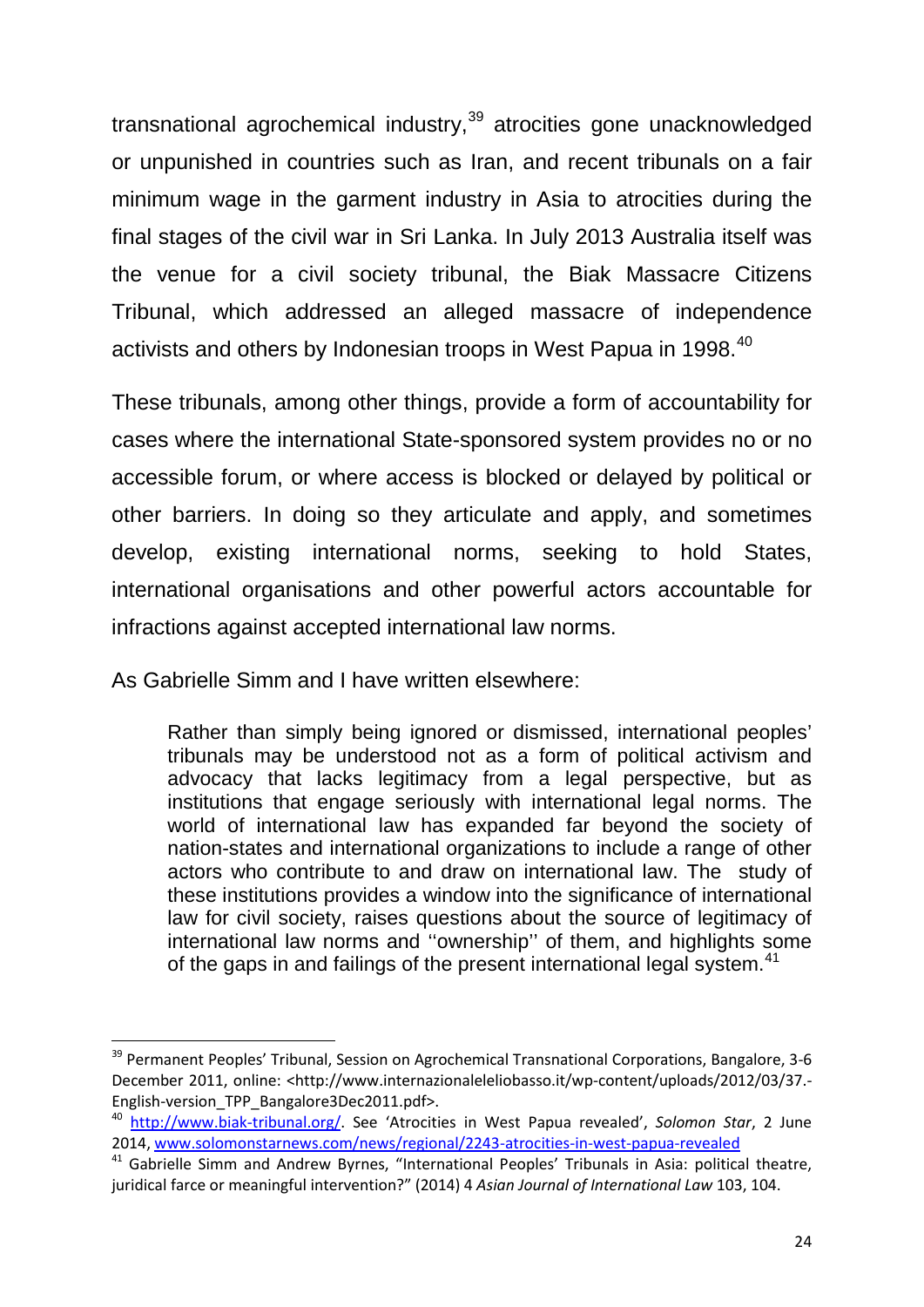transnational agrochemical industry,[39] atrocities gone unacknowledged or unpunished in countries such as Iran, and recent tribunals on a fair minimum wage in the garment industry in Asia to atrocities during the final stages of the civil war in Sri Lanka. In July 2013 Australia itself was the venue for a civil society tribunal, the Biak Massacre Citizens Tribunal, which addressed an alleged massacre of independence activists and others by Indonesian troops in West Papua in 1998.[40]

These tribunals, among other things, provide a form of accountability for cases where the international State-sponsored system provides no or no accessible forum, or where access is blocked or delayed by political or other barriers. In doing so they articulate and apply, and sometimes develop, existing international norms, seeking to hold States, international organisations and other powerful actors accountable for infractions against accepted international law norms.

As Gabrielle Simm and I have written elsewhere:

> Rather than simply being ignored or dismissed, international peoples' tribunals may be understood not as a form of political activism and advocacy that lacks legitimacy from a legal perspective, but as institutions that engage seriously with international legal norms. The world of international law has expanded far beyond the society of nation-states and international organizations to include a range of other actors who contribute to and draw on international law. The study of these institutions provides a window into the significance of international law for civil society, raises questions about the source of legitimacy of international law norms and ''ownership'' of them, and highlights some of the gaps in and failings of the present international legal system.[41]

---

[39] Permanent Peoples' Tribunal, Session on Agrochemical Transnational Corporations, Bangalore, 3-6 December 2011, online: <http://www.internazionaleleliobasso.it/wp-content/uploads/2012/03/37.-English-version_TPP_Bangalore3Dec2011.pdf>.

[40] http://www.biak-tribunal.org/. See 'Atrocities in West Papua revealed', *Solomon Star*, 2 June 2014, www.solomonstarnews.com/news/regional/2243-atrocities-in-west-papua-revealed

[41] Gabrielle Simm and Andrew Byrnes, "International Peoples' Tribunals in Asia: political theatre, juridical farce or meaningful intervention?" (2014) 4 *Asian Journal of International Law* 103, 104.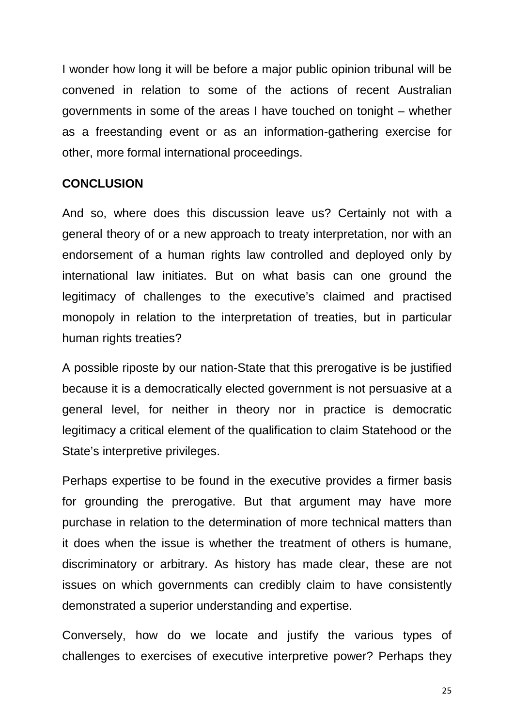I wonder how long it will be before a major public opinion tribunal will be convened in relation to some of the actions of recent Australian governments in some of the areas I have touched on tonight – whether as a freestanding event or as an information-gathering exercise for other, more formal international proceedings.

## CONCLUSION

And so, where does this discussion leave us? Certainly not with a general theory of or a new approach to treaty interpretation, nor with an endorsement of a human rights law controlled and deployed only by international law initiates. But on what basis can one ground the legitimacy of challenges to the executive's claimed and practised monopoly in relation to the interpretation of treaties, but in particular human rights treaties?

A possible riposte by our nation-State that this prerogative is be justified because it is a democratically elected government is not persuasive at a general level, for neither in theory nor in practice is democratic legitimacy a critical element of the qualification to claim Statehood or the State's interpretive privileges.

Perhaps expertise to be found in the executive provides a firmer basis for grounding the prerogative. But that argument may have more purchase in relation to the determination of more technical matters than it does when the issue is whether the treatment of others is humane, discriminatory or arbitrary. As history has made clear, these are not issues on which governments can credibly claim to have consistently demonstrated a superior understanding and expertise.

Conversely, how do we locate and justify the various types of challenges to exercises of executive interpretive power? Perhaps they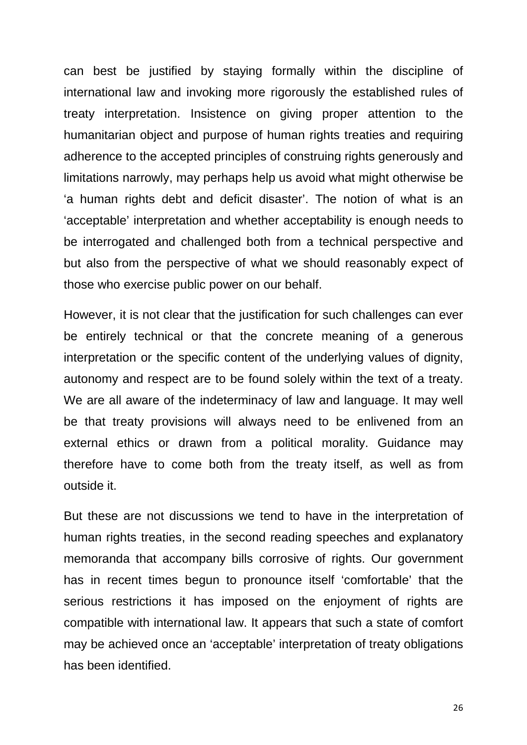can best be justified by staying formally within the discipline of international law and invoking more rigorously the established rules of treaty interpretation. Insistence on giving proper attention to the humanitarian object and purpose of human rights treaties and requiring adherence to the accepted principles of construing rights generously and limitations narrowly, may perhaps help us avoid what might otherwise be 'a human rights debt and deficit disaster'. The notion of what is an 'acceptable' interpretation and whether acceptability is enough needs to be interrogated and challenged both from a technical perspective and but also from the perspective of what we should reasonably expect of those who exercise public power on our behalf.

However, it is not clear that the justification for such challenges can ever be entirely technical or that the concrete meaning of a generous interpretation or the specific content of the underlying values of dignity, autonomy and respect are to be found solely within the text of a treaty. We are all aware of the indeterminacy of law and language. It may well be that treaty provisions will always need to be enlivened from an external ethics or drawn from a political morality. Guidance may therefore have to come both from the treaty itself, as well as from outside it.

But these are not discussions we tend to have in the interpretation of human rights treaties, in the second reading speeches and explanatory memoranda that accompany bills corrosive of rights. Our government has in recent times begun to pronounce itself 'comfortable' that the serious restrictions it has imposed on the enjoyment of rights are compatible with international law. It appears that such a state of comfort may be achieved once an 'acceptable' interpretation of treaty obligations has been identified.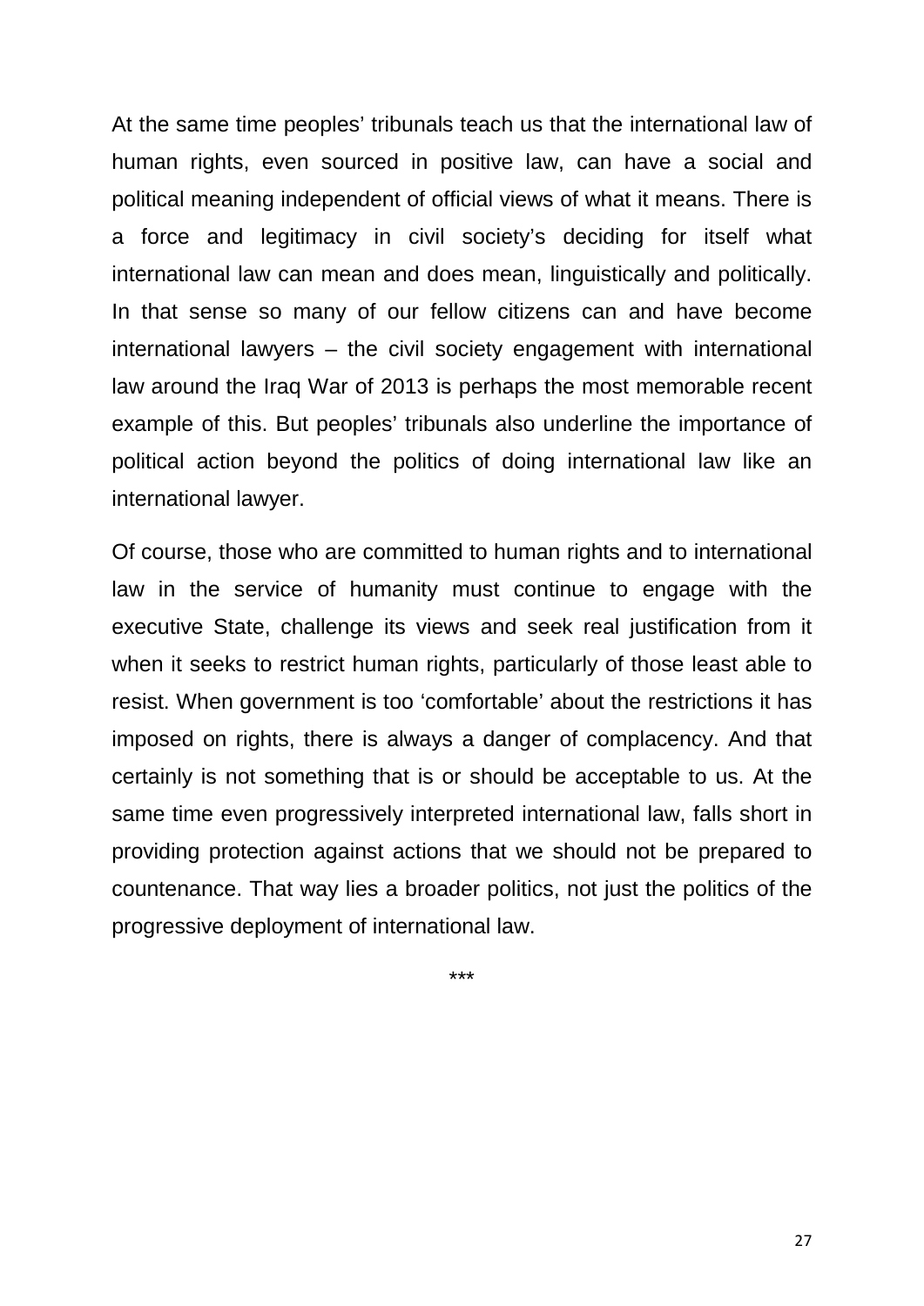At the same time peoples' tribunals teach us that the international law of human rights, even sourced in positive law, can have a social and political meaning independent of official views of what it means. There is a force and legitimacy in civil society's deciding for itself what international law can mean and does mean, linguistically and politically. In that sense so many of our fellow citizens can and have become international lawyers – the civil society engagement with international law around the Iraq War of 2013 is perhaps the most memorable recent example of this. But peoples' tribunals also underline the importance of political action beyond the politics of doing international law like an international lawyer.

Of course, those who are committed to human rights and to international law in the service of humanity must continue to engage with the executive State, challenge its views and seek real justification from it when it seeks to restrict human rights, particularly of those least able to resist. When government is too 'comfortable' about the restrictions it has imposed on rights, there is always a danger of complacency. And that certainly is not something that is or should be acceptable to us. At the same time even progressively interpreted international law, falls short in providing protection against actions that we should not be prepared to countenance. That way lies a broader politics, not just the politics of the progressive deployment of international law.

***